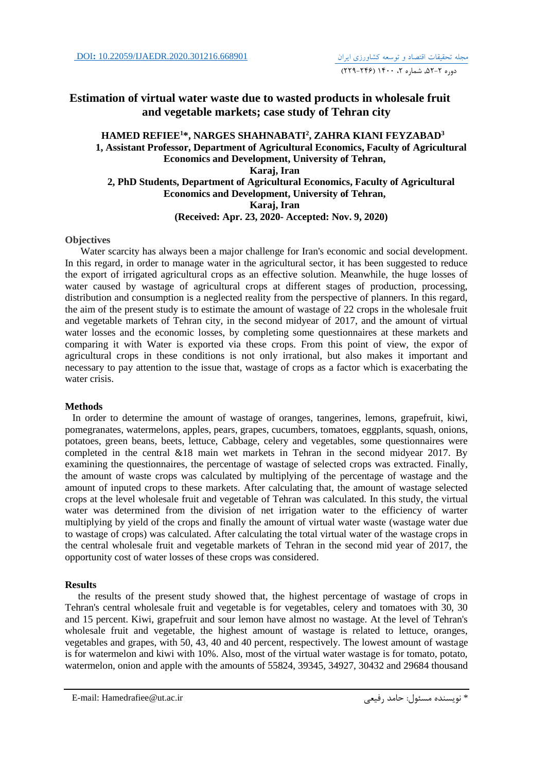DOI: 10.22059/IJAEDR.2020.301216.668901

# Estimation of virtual water waste due to wasted products in wholesale fruit and vegetable markets; case study of Tehran city

**HAMED REFIEE[1]*, NARGES SHAHNABATI[2], ZAHRA KIANI FEYZABAD[3]**

**1, Assistant Professor, Department of Agricultural Economics, Faculty of Agricultural Economics and Development, University of Tehran, Karaj, Iran**

**2, PhD Students, Department of Agricultural Economics, Faculty of Agricultural Economics and Development, University of Tehran, Karaj, Iran**

**(Received: Apr. 23, 2020- Accepted: Nov. 9, 2020)**

## Objectives

Water scarcity has always been a major challenge for Iran's economic and social development. In this regard, in order to manage water in the agricultural sector, it has been suggested to reduce the export of irrigated agricultural crops as an effective solution. Meanwhile, the huge losses of water caused by wastage of agricultural crops at different stages of production, processing, distribution and consumption is a neglected reality from the perspective of planners. In this regard, the aim of the present study is to estimate the amount of wastage of 22 crops in the wholesale fruit and vegetable markets of Tehran city, in the second midyear of 2017, and the amount of virtual water losses and the economic losses, by completing some questionnaires at these markets and comparing it with Water is exported via these crops. From this point of view, the expor of agricultural crops in these conditions is not only irrational, but also makes it important and necessary to pay attention to the issue that, wastage of crops as a factor which is exacerbating the water crisis.

## Methods

In order to determine the amount of wastage of oranges, tangerines, lemons, grapefruit, kiwi, pomegranates, watermelons, apples, pears, grapes, cucumbers, tomatoes, eggplants, squash, onions, potatoes, green beans, beets, lettuce, Cabbage, celery and vegetables, some questionnaires were completed in the central &18 main wet markets in Tehran in the second midyear 2017. By examining the questionnaires, the percentage of wastage of selected crops was extracted. Finally, the amount of waste crops was calculated by multiplying of the percentage of wastage and the amount of inputed crops to these markets. After calculating that, the amount of wastage selected crops at the level wholesale fruit and vegetable of Tehran was calculated. In this study, the virtual water was determined from the division of net irrigation water to the efficiency of warter multiplying by yield of the crops and finally the amount of virtual water waste (wastage water due to wastage of crops) was calculated. After calculating the total virtual water of the wastage crops in the central wholesale fruit and vegetable markets of Tehran in the second mid year of 2017, the opportunity cost of water losses of these crops was considered.

## Results

the results of the present study showed that, the highest percentage of wastage of crops in Tehran's central wholesale fruit and vegetable is for vegetables, celery and tomatoes with 30, 30 and 15 percent. Kiwi, grapefruit and sour lemon have almost no wastage. At the level of Tehran's wholesale fruit and vegetable, the highest amount of wastage is related to lettuce, oranges, vegetables and grapes, with 50, 43, 40 and 40 percent, respectively. The lowest amount of wastage is for watermelon and kiwi with 10%. Also, most of the virtual water wastage is for tomato, potato, watermelon, onion and apple with the amounts of 55824, 39345, 34927, 30432 and 29684 thousand

E-mail: Hamedrafiee@ut.ac.ir

* نویسنده مسئول: حامد رفیعی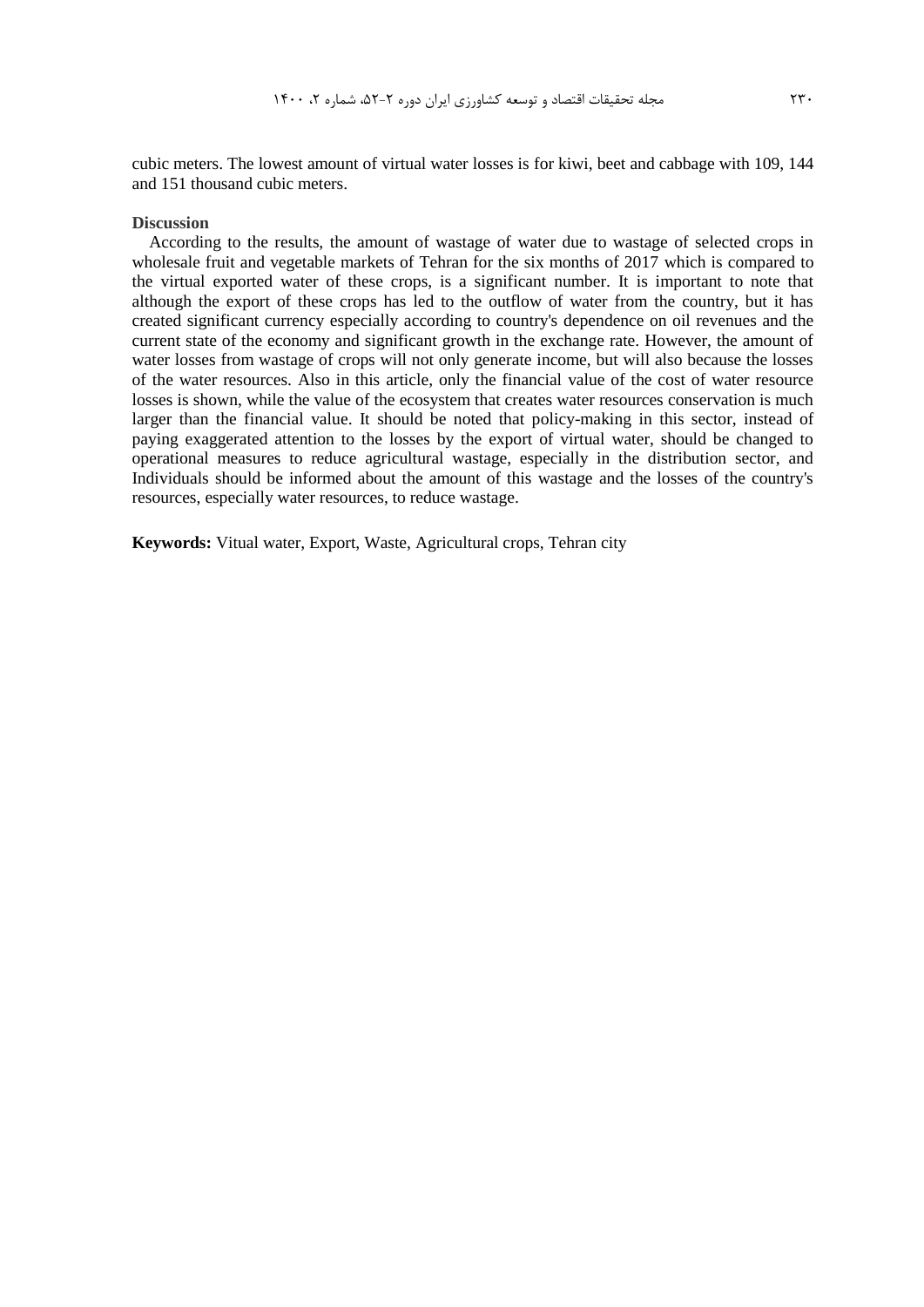cubic meters. The lowest amount of virtual water losses is for kiwi, beet and cabbage with 109, 144 and 151 thousand cubic meters.

**Discussion**

According to the results, the amount of wastage of water due to wastage of selected crops in wholesale fruit and vegetable markets of Tehran for the six months of 2017 which is compared to the virtual exported water of these crops, is a significant number. It is important to note that although the export of these crops has led to the outflow of water from the country, but it has created significant currency especially according to country's dependence on oil revenues and the current state of the economy and significant growth in the exchange rate. However, the amount of water losses from wastage of crops will not only generate income, but will also because the losses of the water resources. Also in this article, only the financial value of the cost of water resource losses is shown, while the value of the ecosystem that creates water resources conservation is much larger than the financial value. It should be noted that policy-making in this sector, instead of paying exaggerated attention to the losses by the export of virtual water, should be changed to operational measures to reduce agricultural wastage, especially in the distribution sector, and Individuals should be informed about the amount of this wastage and the losses of the country's resources, especially water resources, to reduce wastage.

**Keywords:** Vitual water, Export, Waste, Agricultural crops, Tehran city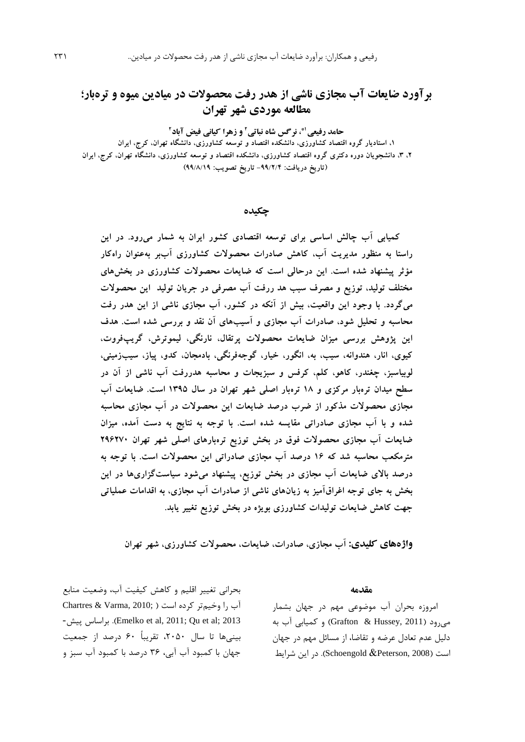# برآورد ضایعات آب مجازی ناشی از هدر رفت محصولات در میادین میوه و تره‌بار؛ مطالعه موردی شهر تهران

**حامد رفیعی[1*]، نرگس شاه نباتی[2] و زهرا کیانی فیض آباد[3]**

۱، استادیار گروه اقتصاد کشاورزی، دانشکده اقتصاد و توسعه کشاورزی، دانشگاه تهران، کرج، ایران
۲، ۳، دانشجویان دوره دکتری گروه اقتصاد کشاورزی، دانشکده اقتصاد و توسعه کشاورزی، دانشگاه تهران، کرج، ایران
(تاریخ دریافت: ۹۹/۲/۴- تاریخ تصویب: ۹۹/۸/۱۹)

## چکیده

**کمیابی آب چالش اساسی برای توسعه اقتصادی کشور ایران به شمار می‌رود. در این راستا به منظور مدیریت آب، کاهش صادرات محصولات کشاورزی آب‌بر به‌عنوان راه‌کار مؤثر پیشنهاد شده است. این درحالی است که ضایعات محصولات کشاورزی در بخش‌های مختلف تولید، توزیع و مصرف سبب هد ررفت آب مصرفی در جریان تولید این محصولات می‌گردد. با وجود این واقعیت، بیش از آنکه در کشور، آب مجازی ناشی از این هدر رفت محاسبه و تحلیل شود، صادرات آب مجازی و آسیب‌های آن نقد و بررسی شده است. هدف این پژوهش بررسی میزان ضایعات محصولات پرتقال، نارنگی، لیموترش، گریپ‌فروت، کیوی، انار، هندوانه، سیب، به، انگور، خیار، گوجه‌فرنگی، بادمجان، کدو، پیاز، سیب‌زمینی، لوبیاسبز، چغندر، کاهو، کلم، کرفس و سبزیجات و محاسبه هدررفت آب ناشی از آن در سطح میدان تره‌بار مرکزی و ۱۸ تره‌بار اصلی شهر تهران در سال ۱۳۹۵ است. ضایعات آب مجازی محصولات مذکور از ضرب درصد ضایعات این محصولات در آب مجازی محاسبه شده و با آب مجازی صادراتی مقایسه شده است. با توجه به نتایج به دست آمده، میزان ضایعات آب مجازی محصولات فوق در بخش توزیع تره‌بارهای اصلی شهر تهران ۲۹۶۲۷۰ مترمکعب محاسبه شد که ۱۶ درصد آب مجازی صادراتی این محصولات است. با توجه به درصد بالای ضایعات آب مجازی در بخش توزیع، پیشنهاد می‌شود سیاست‌گزاری‌ها در این بخش به جای توجه اغراق‌آمیز به زیان‌های ناشی از صادرات آب مجازی، به اقدامات عملیاتی جهت کاهش ضایعات تولیدات کشاورزی بویژه در بخش توزیع تغییر یابد.**

**واژه‌های کلیدی:** آب مجازی، صادرات، ضایعات، محصولات کشاورزی، شهر تهران

## مقدمه

امروزه بحران آب موضوعی مهم در جهان بشمار می‌رود (Grafton & Hussey, 2011) و کمیابی آب به دلیل عدم تعادل عرضه و تقاضا، از مسائل مهم در جهان است (Schoengold &Peterson, 2008). در این شرایط بحرانی تغییر اقلیم و کاهش کیفیت آب، وضعیت منابع آب را وخیم‌تر کرده است (Chartres & Varma, 2010; Emelko et al, 2011; Qu et al; 2013). براساس پیش‌بینی‌ها تا سال ۲۰۵۰، تقریباً ۶۰ درصد از جمعیت جهان با کمبود آب آبی، ۳۶ درصد با کمبود آب سبز و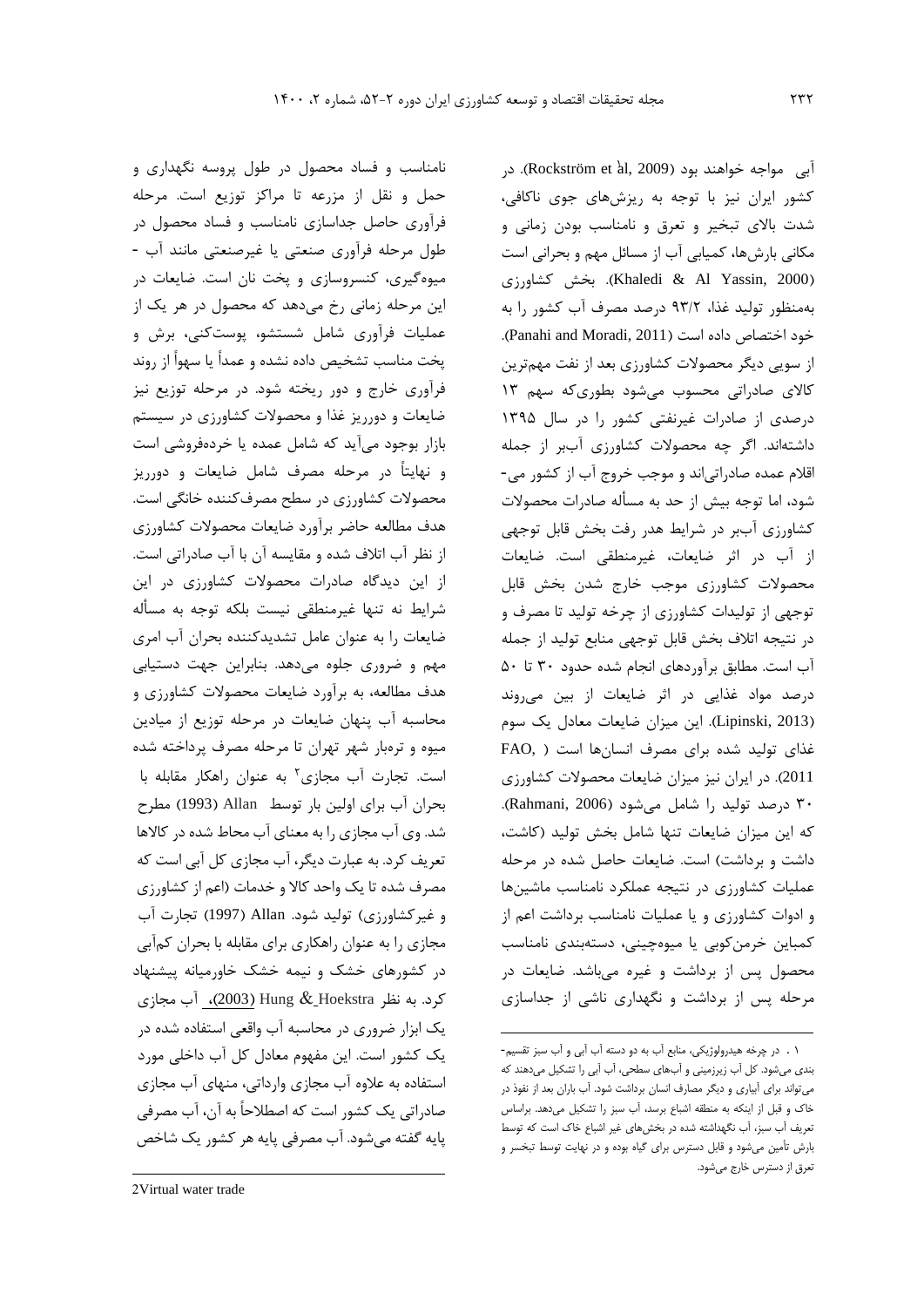آبی مواجه خواهند بود (Rockström et àl, 2009). در کشور ایران نیز با توجه به ریزش‌های جوی ناکافی، شدت بالای تبخیر و تعرق و نامناسب بودن زمانی و مکانی بارش‌ها، کمیابی آب از مسائل مهم و بحرانی است (Khaledi & Al Yassin, 2000). بخش کشاورزی به‌منظور تولید غذا، ۹۳/۲ درصد مصرف آب کشور را به خود اختصاص داده است (Panahi and Moradi, 2011). از سویی دیگر محصولات کشاورزی بعد از نفت مهم‌ترین کالای صادراتی محسوب می‌شود بطوری‌که سهم ۱۳ درصدی از صادرات غیرنفتی کشور را در سال ۱۳۹۵ داشته‌اند. اگر چه محصولات کشاورزی آب‌بر از جمله اقلام عمده صادراتی‌اند و موجب خروج آب از کشور می‌شود، اما توجه بیش از حد به مسأله صادرات محصولات کشاورزی آب‌بر در شرایط هدر رفت بخش قابل توجهی از آب در اثر ضایعات، غیرمنطقی است. ضایعات محصولات کشاورزی موجب خارج شدن بخش قابل توجهی از تولیدات کشاورزی از چرخه تولید تا مصرف و در نتیجه اتلاف بخش قابل توجهی منابع تولید از جمله آب است. مطابق برآوردهای انجام شده حدود ۳۰ تا ۵۰ درصد مواد غذایی در اثر ضایعات از بین می‌روند (Lipinski, 2013). این میزان ضایعات معادل یک سوم غذای تولید شده برای مصرف انسان‌ها است (FAO, 2011). در ایران نیز میزان ضایعات محصولات کشاورزی ۳۰ درصد تولید را شامل می‌شود (Rahmani, 2006). که این میزان ضایعات تنها شامل بخش تولید (کاشت، داشت و برداشت) است. ضایعات حاصل شده در مرحله عملیات کشاورزی در نتیجه عملکرد نامناسب ماشین‌ها و ادوات کشاورزی و یا عملیات نامناسب برداشت اعم از کمباین خرمن‌کوبی یا میوه‌چینی، دسته‌بندی نامناسب محصول پس از برداشت و غیره می‌باشد. ضایعات در مرحله پس از برداشت و نگهداری ناشی از جداسازی نامناسب و فساد محصول در طول پروسه نگهداری و حمل و نقل از مزرعه تا مراکز توزیع است. مرحله فرآوری حاصل جداسازی نامناسب و فساد محصول در طول مرحله فرآوری صنعتی یا غیرصنعتی مانند آب - میوه‌گیری، کنسروسازی و پخت نان است. ضایعات در این مرحله زمانی رخ می‌دهد که محصول در هر یک از عملیات فرآوری شامل شستشو، پوست‌کنی، برش و پخت مناسب تشخیص داده نشده و عمداً یا سهواً از روند فرآوری خارج و دور ریخته شود. در مرحله توزیع نیز ضایعات و دورریز غذا و محصولات کشاورزی در سیستم بازار بوجود می‌آید که شامل عمده یا خرده‌فروشی است و نهایتاً در مرحله مصرف شامل ضایعات و دورریز محصولات کشاورزی در سطح مصرف‌کننده خانگی است. هدف مطالعه حاضر برآورد ضایعات محصولات کشاورزی از نظر آب اتلاف شده و مقایسه آن با آب صادراتی است. از این دیدگاه صادرات محصولات کشاورزی در این شرایط نه تنها غیرمنطقی نیست بلکه توجه به مسأله ضایعات را به عنوان عامل تشدیدکننده بحران آب امری مهم و ضروری جلوه می‌دهد. بنابراین جهت دستیابی هدف مطالعه، به برآورد ضایعات محصولات کشاورزی و محاسبه آب پنهان ضایعات در مرحله توزیع از میادین میوه و تره‌بار شهر تهران تا مرحله مصرف پرداخته شده است. تجارت آب مجازی[2] به عنوان راهکار مقابله با بحران آب برای اولین بار توسط Allan (1993) مطرح شد. وی آب مجازی را به معنای آب محاط شده در کالاها تعریف کرد. به عبارت دیگر، آب مجازی کل آبی است که مصرف شده تا یک واحد کالا و خدمات (اعم از کشاورزی و غیرکشاورزی) تولید شود. Allan (1997) تجارت آب مجازی را به عنوان راهکاری برای مقابله با بحران کم‌آبی در کشورهای خشک و نیمه خشک خاورمیانه پیشنهاد کرد. به نظر Hung & Hoekstra (2003)، آب مجازی یک ابزار ضروری در محاسبه آب واقعی استفاده شده در یک کشور است. این مفهوم معادل کل آب داخلی مورد استفاده به علاوه آب مجازی وارداتی، منهای آب مجازی صادراتی یک کشور است که اصطلاحاً به آن، آب مصرفی پایه گفته می‌شود. آب مصرفی پایه هر کشور یک شاخص

---

۱ . در چرخه هیدرولوژیکی، منابع آب به دو دسته آب آبی و آب سبز تقسیم‌بندی می‌شود. کل آب زیرزمینی و آب‌های سطحی، آب آبی را تشکیل می‌دهند که می‌تواند برای آبیاری و دیگر مصارف انسان برداشت شود. آب باران بعد از نفوذ در خاک و قبل از اینکه به منطقه اشباع برسد، آب سبز را تشکیل می‌دهد. براساس تعریف آب سبز، آب نگهداشته شده در بخش‌های غیر اشباع خاک است که توسط بارش تأمین می‌شود و قابل دسترس برای گیاه بوده و در نهایت توسط تبخسر و تعرق از دسترس خارج می‌شود.

2Virtual water trade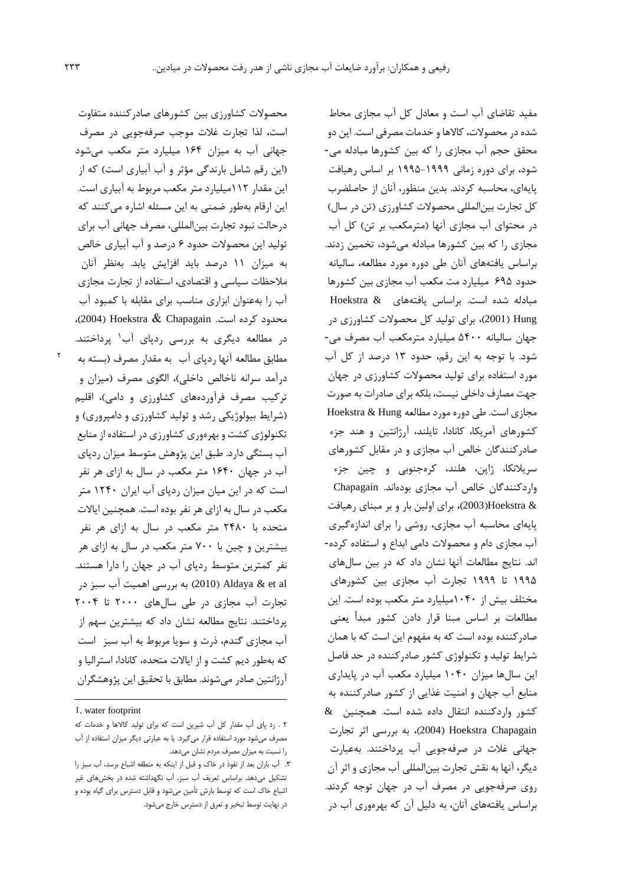مفید تقاضای آب است و معادل کل آب مجازی محاط شده در محصولات، کالاها و خدمات مصرفی است. این دو محقق حجم آب مجازی را که بین کشورها مبادله می‌شود، برای دوره زمانی ۱۹۹۹-۱۹۹۵ بر اساس رهیافت پایه‌ای، محاسبه کردند. بدین منظور، آنان از حاصلضرب کل تجارت بین‌المللی محصولات کشاورزی (تن در سال) در محتوای آب مجازی آنها (مترمکعب بر تن) کل آب مجازی را که بین کشورها مبادله می‌شود، تخمین زدند. براساس یافته‌های آنان طی دوره مورد مطالعه، سالیانه حدود ۶۹۵ میلیارد مت مکعب آب مجازی بین کشورها مبادله شده است. براساس یافته‌های Hoekstra & Hung (2001)، برای تولید کل محصولات کشاورزی در جهان سالیانه ۵۴۰۰ میلیارد مترمکعب آب مصرف می‌شود. با توجه به این رقم، حدود ۱۳ درصد از کل آب مورد استفاده برای تولید محصولات کشاورزی در جهان جهت مصارف داخلی نیست، بلکه برای صادرات به صورت مجازی است. طی دوره مورد مطالعه Hoekstra & Hung کشورهای آمریکا، کانادا، تایلند، آرژانتین و هند جزء صادرکنندگان خالص آب مجازی و در مقابل کشورهای سریلانکا، ژاپن، هلند، کره‌جنوبی و چین جزء واردکنندگان خالص آب مجازی بوده‌اند. Chapagain & Hoekstra(2003)، برای اولین بار و بر مبنای رهیافت پایه‌ای محاسبه آب مجازی، روشی را برای اندازه‌گیری آب مجازی دام و محصولات دامی ابداع و استفاده کرده‌اند. نتایج مطالعات آنها نشان داد که در بین سال‌های ۱۹۹۵ تا ۱۹۹۹ تجارت آب مجازی بین کشورهای مختلف بیش از ۱۰۴۰میلیارد متر مکعب بوده است. این مطالعات بر اساس مبنا قرار دادن کشور مبدأ یعنی صادرکننده بوده است که به مفهوم این است که با همان شرایط تولید و تکنولوژی کشور صادرکننده در حد فاصل این سال‌ها میزان ۱۰۴۰ میلیارد مکعب آب در پایداری منابع آب جهان و امنیت غذایی از کشور صادرکننده به کشور واردکننده انتقال داده شده است. همچنین Hoekstra & Chapagain (2004)، به بررسی اثر تجارت جهانی غلات در صرفه‌جویی آب پرداختند. به‌عبارت دیگر، آنها به نقش تجارت بین‌المللی آب مجازی و اثر آن روی صرفه‌جویی در مصرف آب در جهان توجه کردند. براساس یافته‌های آنان، به دلیل آن که بهره‌وری آب در محصولات کشاورزی بین کشورهای صادرکننده متفاوت است، لذا تجارت غلات موجب صرفه‌جویی در مصرف جهانی آب به میزان ۱۶۴ میلیارد متر مکعب می‌شود (این رقم شامل بارندگی مؤثر و آب آبیاری است) که از این مقدار ۱۱۲میلیارد متر مکعب مربوط به آبیاری است. این ارقام به‌طور ضمنی به این مسئله اشاره می‌کنند که درحالت نبود تجارت بین‌المللی، مصرف جهانی آب برای تولید این محصولات حدود ۶ درصد و آب آبیاری خالص به میزان ۱۱ درصد باید افزایش یابد. به‌نظر آنان ملاحظات سیاسی و اقتصادی، استفاده از تجارت مجازی آب را به‌عنوان ابزاری مناسب برای مقابله با کمبود آب محدود کرده است. Hoekstra & Chapagain (2004)، در مطالعه دیگری به بررسی ردپای آب[1] پرداختند. مطابق مطالعه آنها ردپای آب[2] به مقدار مصرف (بسته به درآمد سرانه ناخالص داخلی)، الگوی مصرف (میزان و ترکیب مصرف فرآورده‌های کشاورزی و دامی)، اقلیم (شرایط بیولوژیکی رشد و تولید کشاورزی و دامپروری) و تکنولوژی کشت و بهره‌وری کشاورزی در استفاده از منابع آب بستگی دارد. طبق این پژوهش متوسط میزان ردپای آب در جهان ۱۶۴۰ متر مکعب در سال به ازای هر نفر است که در این میان میزان ردپای آب ایران ۱۲۴۰ متر مکعب در سال به ازای هر نفر بوده است. همچنین ایالات متحده با ۲۴۸۰ متر مکعب در سال به ازای هر نفر بیشترین و چین با ۷۰۰ متر مکعب در سال به ازای هر نفر کمترین متوسط ردپای آب در جهان را دارا هستند. Aldaya & et al (2010) به بررسی اهمیت آب سبز در تجارت آب مجازی در طی سال‌های ۲۰۰۰ تا ۲۰۰۴ پرداختند. نتایج مطالعه نشان داد که بیشترین سهم از آب مجازی گندم، ذرت و سویا مربوط به آب سبز[3] است که به‌طور دیم کشت و از ایالات متحده، کانادا، استرالیا و آرژانتین صادر می‌شوند. مطابق با تحقیق این پژوهشگران

---

1. water footprint

۲ . رد پای آب مقدار کل آب شیرین است که برای تولید کالاها و خدمات که مصرف می‌شود مورد استفاده قرار می‌گیرد. یا به عبارتی دیگر میزان استفاده از آب را نسبت به میزان مصرف مردم نشان می‌دهد.

۳. آب باران بعد از نفوذ در خاک و قبل از اینکه به منطقه اشباع برسد، آب سبز را تشکیل می‌دهد. براساس تعریف آب سبز، آب نگهداشته شده در بخش‌های غیر اشباع خاک است که توسط بارش تأمین می‌شود و قابل دسترس برای گیاه بوده و در نهایت توسط تبخیر و تعرق از دسترس خارج می‌شود.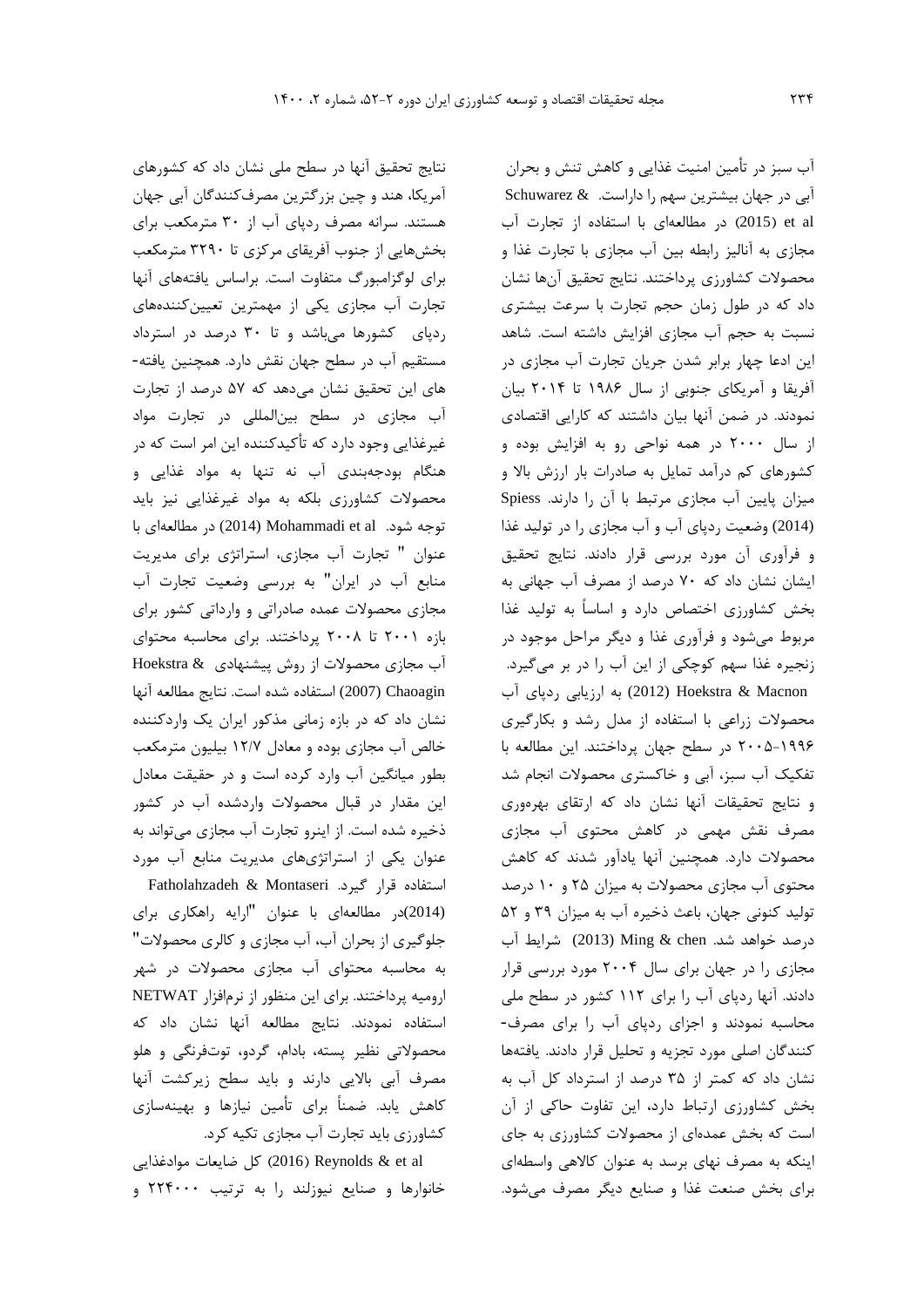آب سبز در تأمین امنیت غذایی و کاهش تنش و بحران آبی در جهان بیشترین سهم را داراست. Schuwarez & et al (2015) در مطالعه‌ای با استفاده از تجارت آب مجازی به آنالیز رابطه بین آب مجازی با تجارت غذا و محصولات کشاورزی پرداختند. نتایج تحقیق آن‌ها نشان داد که در طول زمان حجم تجارت با سرعت بیشتری نسبت به حجم آب مجازی افزایش داشته است. شاهد این ادعا چهار برابر شدن جریان تجارت آب مجازی در آفریقا و آمریکای جنوبی از سال ۱۹۸۶ تا ۲۰۱۴ بیان نمودند. در ضمن آنها بیان داشتند که کارایی اقتصادی از سال ۲۰۰۰ در همه نواحی رو به افزایش بوده و کشورهای کم درآمد تمایل به صادرات بار ارزش بالا و میزان پایین آب مجازی مرتبط با آن را دارند. Spiess (2014) وضعیت ردپای آب و آب مجازی را در تولید غذا و فرآوری آن مورد بررسی قرار دادند. نتایج تحقیق ایشان نشان داد که ۷۰ درصد از مصرف آب جهانی به بخش کشاورزی اختصاص دارد و اساساً به تولید غذا مربوط می‌شود و فرآوری غذا و دیگر مراحل موجود در زنجیره غذا سهم کوچکی از این آب را در بر می‌گیرد. Hoekstra & Macnon (2012) به ارزیابی ردپای آب محصولات زراعی با استفاده از مدل رشد و بکارگیری ۱۹۹۶-۲۰۰۵ در سطح جهان پرداختند. این مطالعه با تفکیک آب سبز، آبی و خاکستری محصولات انجام شد و نتایج تحقیقات آنها نشان داد که ارتقای بهره‌وری مصرف آب نقش مهمی در کاهش محتوی آب مجازی محصولات دارد. همچنین آنها یادآور شدند که کاهش محتوی آب مجازی محصولات به میزان ۲۵ و ۱۰ درصد تولید کنونی جهان، باعث ذخیره آب به میزان ۳۹ و ۵۲ درصد خواهد شد. Ming & chen (2013) شرایط آب مجازی را در جهان برای سال ۲۰۰۴ مورد بررسی قرار دادند. آنها ردپای آب را برای ۱۱۲ کشور در سطح ملی محاسبه نمودند و اجزای ردپای آب را برای مصرف‌کنندگان اصلی مورد تجزیه و تحلیل قرار دادند. یافته‌ها نشان داد که کمتر از ۳۵ درصد از استرداد کل آب به بخش کشاورزی ارتباط دارد، این تفاوت حاکی از آن است که بخش عمده‌ای از محصولات کشاورزی به جای اینکه به مصرف نهای برسد به عنوان کالاهی واسطه‌ای برای بخش صنعت غذا و صنایع دیگر مصرف می‌شود.

نتایج تحقیق آنها در سطح ملی نشان داد که کشورهای آمریکا، هند و چین بزرگترین مصرف‌کنندگان آبی جهان هستند. سرانه مصرف ردپای آب از ۳۰ مترمکعب برای بخش‌هایی از جنوب آفریقای مرکزی تا ۳۲۹۰ مترمکعب برای لوگزامبورگ متفاوت است. براساس یافته‌های آنها تجارت آب مجازی یکی از مهمترین تعیین‌کننده‌های ردپای کشورها می‌باشد و تا ۳۰ درصد در استرداد مستقیم آب در سطح جهان نقش دارد. همچنین یافته‌های این تحقیق نشان می‌دهد که ۵۷ درصد از تجارت آب مجازی در سطح بین‌المللی در تجارت مواد غیرغذایی وجود دارد که تأکیدکننده این امر است که در هنگام بودجه‌بندی آب نه تنها به مواد غذایی و محصولات کشاورزی بلکه به مواد غیرغذایی نیز باید توجه شود. Mohammadi et al (2014) در مطالعه‌ای با عنوان " تجارت آب مجازی، استراتژی برای مدیریت منابع آب در ایران" به بررسی وضعیت تجارت آب مجازی محصولات عمده صادراتی و وارداتی کشور برای بازه ۲۰۰۱ تا ۲۰۰۸ پرداختند. برای محاسبه محتوای آب مجازی محصولات از روش پیشنهادی Hoekstra & Chaoagin (2007) استفاده شده است. نتایج مطالعه آنها نشان داد که در بازه زمانی مذکور ایران یک واردکننده خالص آب مجازی بوده و معادل ۱۲/۷ بیلیون مترمکعب بطور میانگین آب وارد کرده است و در حقیقت معادل این مقدار در قبال محصولات واردشده آب در کشور ذخیره شده است. از اینرو تجارت آب مجازی می‌تواند به عنوان یکی از استراتژی‌های مدیریت منابع آب مورد استفاده قرار گیرد. Fatholahzadeh & Montaseri (2014)در مطالعه‌ای با عنوان "ارایه راهکاری برای جلوگیری از بحران آب، آب مجازی و کالری محصولات" به محاسبه محتوای آب مجازی محصولات در شهر ارومیه پرداختند. برای این منظور از نرم‌افزار NETWAT استفاده نمودند. نتایج مطالعه آنها نشان داد که محصولاتی نظیر پسته، بادام، گردو، توت‌فرنگی و هلو مصرف آبی بالایی دارند و باید سطح زیرکشت آنها کاهش یابد. ضمناً برای تأمین نیازها و بهینه‌سازی کشاورزی باید تجارت آب مجازی تکیه کرد.

Reynolds & et al (2016) کل ضایعات موادغذایی خانوارها و صنایع نیوزلند را به ترتیب ۲۲۴۰۰۰ و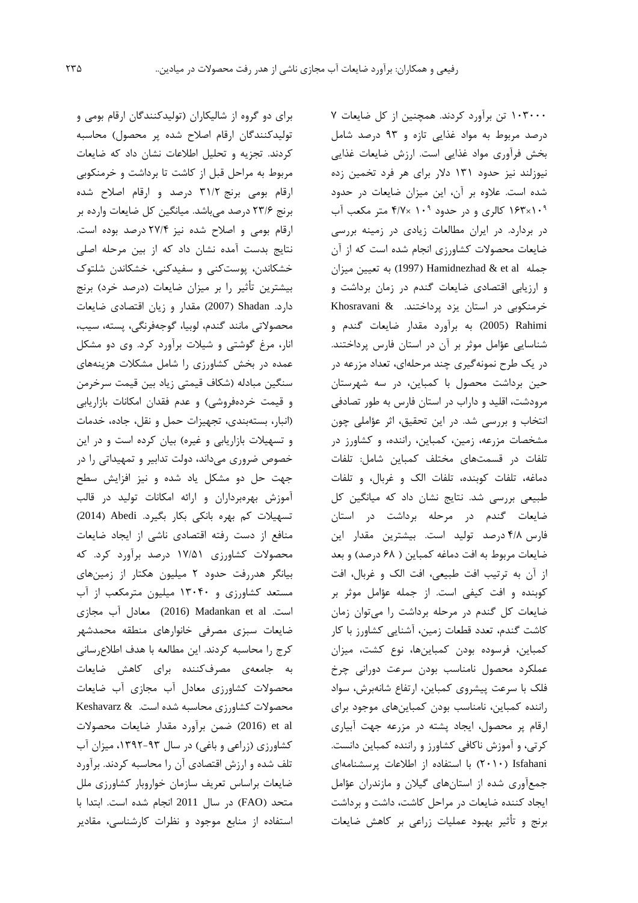۱۰۳۰۰۰ تن برآورد کردند. همچنین از کل ضایعات ۷ درصد مربوط به مواد غذایی تازه و ۹۳ درصد شامل بخش فرآوری مواد غذایی است. ارزش ضایعات غذایی نیوزلند نیز حدود ۱۳۱ دلار برای هر فرد تخمین زده شده است. علاوه بر آن، این میزان ضایعات در حدود ۱۶۳×۱۰<sup></sup>۹ کالری و در حدود ۱۰<sup></sup>۹ ×۴/۷ متر مکعب آب در بردارد. در ایران مطالعات زیادی در زمینه بررسی ضایعات محصولات کشاورزی انجام شده است که از آن جمله Hamidnezhad & et al (1997) به تعیین میزان و ارزیابی اقتصادی ضایعات گندم در زمان برداشت و خرمنکوبی در استان یزد پرداختند. Khosravani & Rahimi (2005) به برآورد مقدار ضایعات گندم و شناسایی عؤامل موثر بر آن در استان فارس پرداختند. در یک طرح نمونه‌گیری چند مرحله‌ای، تعداد مزرعه در حین برداشت محصول با کمباین، در سه شهرستان مرودشت، اقلید و داراب در استان فارس به طور تصادفی انتخاب و بررسی شد. در این تحقیق، اثر عؤاملی چون مشخصات مزرعه، زمین، کمباین، راننده، و کشاورز در تلفات در قسمت‌های مختلف کمباین شامل: تلفات دماغه، تلفات کوبنده، تلفات الک و غربال، و تلفات طبیعی بررسی شد. نتایج نشان داد که میانگین کل ضایعات گندم در مرحله برداشت در استان فارس ۴/۸ درصد تولید است. بیشترین مقدار این ضایعات مربوط به افت دماغه کمباین ( ۶۸ درصد) و بعد از آن به ترتیب افت طبیعی، افت الک و غربال، افت کوبنده و افت کیفی است. از جمله عؤامل موثر بر ضایعات کل گندم در مرحله برداشت را می‌توان زمان کاشت گندم، تعدد قطعات زمین، آشنایی کشاورز با کار کمباین، فرسوده بودن کمباین‌ها، نوع کشت، میزان عملکرد محصول نامناسب بودن سرعت دورانی چرخ فلک با سرعت پیشروی کمباین، ارتفاع شانه‌برش، سواد راننده کمباین، نامناسب بودن کمباین‌های موجود برای ارقام پر محصول، ایجاد پشته در مزرعه جهت آبیاری کرتی، و آموزش ناکافی کشاورز و راننده کمباین دانست. Isfahani (۲۰۱۰) با استفاده از اطلاعات پرسشنامه‌ای جمع‌آوری شده از استان‌های گیلان و مازندران عؤامل ایجاد کننده ضایعات در مراحل کاشت، داشت و برداشت برنج و تأثیر بهبود عملیات زراعی بر کاهش ضایعات برای دو گروه از شالیکاران (تولیدکنندگان ارقام بومی و تولیدکنندگان ارقام اصلاح شده پر محصول) محاسبه کردند. تجزیه و تحلیل اطلاعات نشان داد که ضایعات مربوط به مراحل قبل از کاشت تا برداشت و خرمنکوبی ارقام بومی برنج ۳۱/۲ درصد و ارقام اصلاح شده برنج ۲۳/۶ درصد می‌باشد. میانگین کل ضایعات وارده بر ارقام بومی و اصلاح شده نیز ۲۷/۴ درصد بوده است. نتایج بدست آمده نشان داد که از بین مرحله اصلی خشکاندن، پوست‌کنی و سفیدکنی، خشکاندن شلتوک بیشترین تأثیر را بر میزان ضایعات (درصد خرد) برنج دارد. Shadan (2007) مقدار و زیان اقتصادی ضایعات محصولاتی مانند گندم، لوبیا، گوجه‌فرنگی، پسته، سیب، انار، مرغ گوشتی و شیلات برآورد کرد. وی دو مشکل عمده در بخش کشاورزی را شامل مشکلات هزینه‌های سنگین مبادله (شکاف قیمتی زیاد بین قیمت سرخرمن و قیمت خرده‌فروشی) و عدم فقدان امکانات بازاریابی (انبار، بسته‌بندی، تجهیزات حمل و نقل، جاده، خدمات و تسهیلات بازاریابی و غیره) بیان کرده است و در این خصوص ضروری می‌داند، دولت تدابیر و تمهیداتی را در جهت حل دو مشکل یاد شده و نیز افزایش سطح آموزش بهره‌برداران و ارائه امکانات تولید در قالب تسهیلات کم بهره بانکی بکار بگیرد. Abedi (2014) منافع از دست رفته اقتصادی ناشی از ایجاد ضایعات محصولات کشاورزی ۱۷/۵۱ درصد برآورد کرد. که بیانگر هدررفت حدود ۲ میلیون هکتار از زمین‌های مستعد کشاورزی و ۱۳۰۴۰ میلیون مترمکعب از آب است. Madankan et al (2016) معادل آب مجازی ضایعات سبزی مصرفی خانوارهای منطقه محمدشهر کرج را محاسبه کردند. این مطالعه با هدف اطلاع‌رسانی به جامعه‌ی مصرف‌کننده برای کاهش ضایعات محصولات کشاورزی معادل آب مجازی آب ضایعات محصولات کشاورزی محاسبه شده است. Keshavarz & et al (2016) ضمن برآورد مقدار ضایعات محصولات کشاورزی (زراعی و باغی) در سال ۹۳-۱۳۹۲، میزان آب تلف شده و ارزش اقتصادی آن را محاسبه کردند. برآورد ضایعات براساس تعریف سازمان خواروبار کشاورزی ملل متحد (FAO) در سال 2011 انجام شده است. ابتدا با استفاده از منابع موجود و نظرات کارشناسی، مقادیر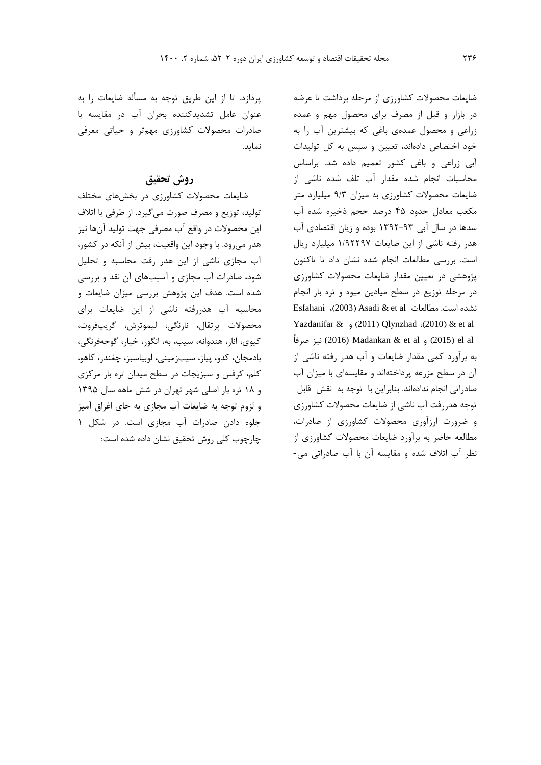ضایعات محصولات کشاورزی از مرحله برداشت تا عرضه در بازار و قبل از مصرف برای محصول مهم و عمده زراعی و محصول عمده‌ی باغی که بیشترین آب را به خود اختصاص داده‌اند، تعیین و سپس به کل تولیدات آبی زراعی و باغی کشور تعمیم داده شد. براساس محاسبات انجام شده مقدار آب تلف شده ناشی از ضایعات محصولات کشاورزی به میزان ۹/۳ میلیارد متر مکعب معادل حدود ۴۵ درصد حجم ذخیره شده آب سدها در سال آبی ۹۳-۱۳۹۲ بوده و زیان اقتصادی آب هدر رفته ناشی از این ضایعات ۱/۹۲۲۹۷ میلیارد ریال است. بررسی مطالعات انجام شده نشان داد تا تاکنون پژوهشی در تعیین مقدار ضایعات محصولات کشاورزی در مرحله توزیع در سطح میادین میوه و تره بار انجام نشده است. مطالعات Asadi & et al (2003)، Esfahani & et al (2010)، Qlynzhad (2011) و Yazdanifar & el al (2015) و Madankan & et al (2016) نیز صرفاً به برآورد کمی مقدار ضایعات و آب هدر رفته ناشی از آن در سطح مزرعه پرداخته‌اند و مقایسه‌ای با میزان آب صادراتی انجام نداده‌اند. بنابراین با توجه به نقش قابل توجه هدررفت آب ناشی از ضایعات محصولات کشاورزی و ضرورت ارزآوری محصولات کشاورزی از صادرات، مطالعه حاضر به برآورد ضایعات محصولات کشاورزی از نظر آب اتلاف شده و مقایسه آن با آب صادراتی می‌پردازد. تا از این طریق توجه به مسأله ضایعات را به عنوان عامل تشدیدکننده بحران آب در مقایسه با صادرات محصولات کشاورزی مهم‌تر و حیاتی معرفی نماید.

## روش تحقیق

ضایعات محصولات کشاورزی در بخش‌های مختلف تولید، توزیع و مصرف صورت می‌گیرد. از طرفی با اتلاف این محصولات در واقع آب مصرفی جهت تولید آن‌ها نیز هدر می‌رود. با وجود این واقعیت، بیش از آنکه در کشور، آب مجازی ناشی از این هدر رفت محاسبه و تحلیل شود، صادرات آب مجازی و آسیب‌های آن نقد و بررسی شده است. هدف این پژوهش بررسی میزان ضایعات و محاسبه آب هدررفته ناشی از این ضایعات برای محصولات پرتقال، نارنگی، لیموترش، گریپ‌فروت، کیوی، انار، هندوانه، سیب، به، انگور، خیار، گوجه‌فرنگی، بادمجان، کدو، پیاز، سیب‌زمینی، لوبیاسبز، چغندر، کاهو، کلم، کرفس و سبزیجات در سطح میدان تره بار مرکزی و ۱۸ تره بار اصلی شهر تهران در شش ماهه سال ۱۳۹۵ و لزوم توجه به ضایعات آب مجازی به جای اغراق آمیز جلوه دادن صادرات آب مجازی است. در شکل ۱ چارچوب کلی روش تحقیق نشان داده شده است: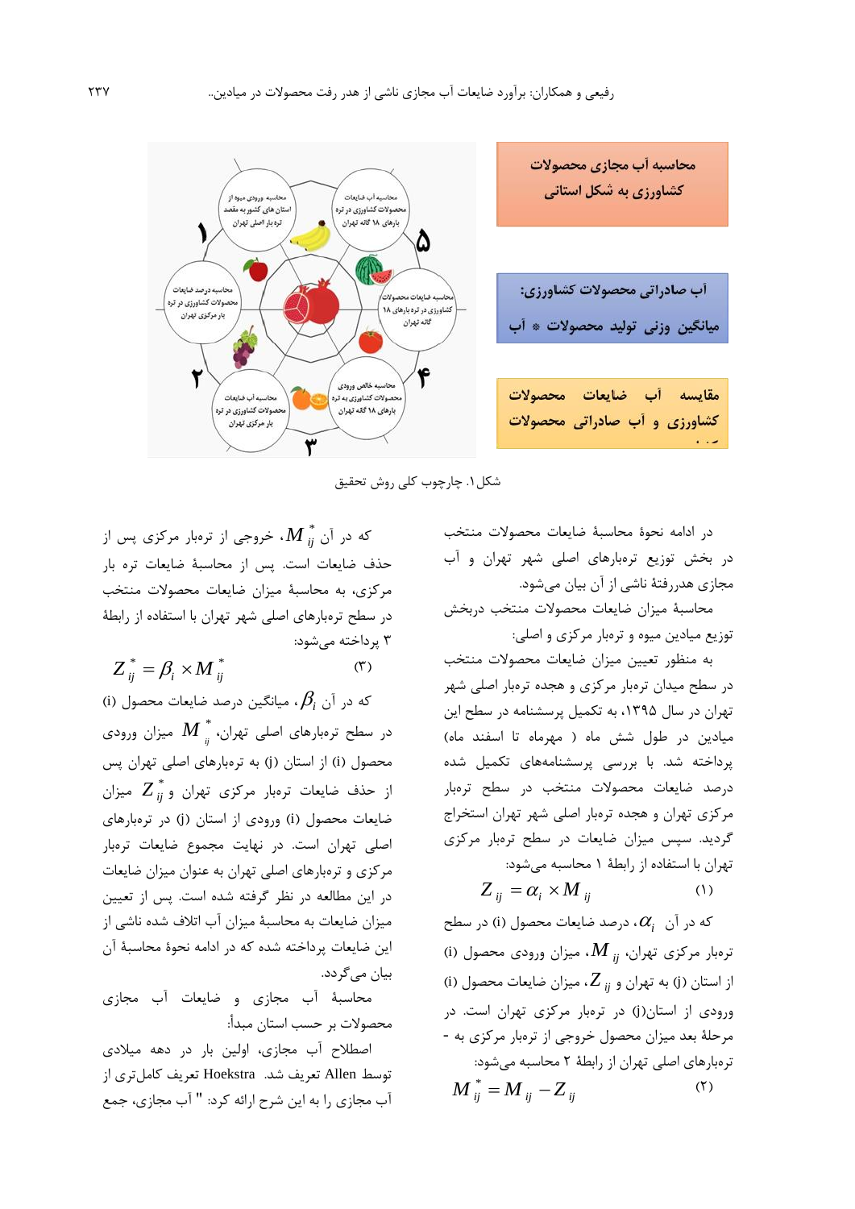شکل ۱. چارچوب کلی روش تحقیق

در ادامه نحوۀ محاسبۀ ضایعات محصولات منتخب در بخش توزیع ترەبارهای اصلی شهر تهران و آب مجازی هدررفتۀ ناشی از آن بیان می‌شود.

محاسبۀ میزان ضایعات محصولات منتخب دربخش توزیع میادین میوه و تره‌بار مرکزی و اصلی:

به منظور تعیین میزان ضایعات محصولات منتخب در سطح میدان ترەبار مرکزی و هجده ترەبار اصلی شهر تهران در سال ۱۳۹۵، به تکمیل پرسشنامه در سطح این میادین در طول شش ماه ( مهرماه تا اسفند ماه) پرداخته شد. با بررسی پرسشنامه‌های تکمیل شده درصد ضایعات محصولات منتخب در سطح ترەبار مرکزی تهران و هجده ترەبار اصلی شهر تهران استخراج گردید. سپس میزان ضایعات در سطح ترەبار مرکزی تهران با استفاده از رابطۀ ۱ محاسبه می‌شود:

$$Z_{ij} = \alpha_i \times M_{ij} \quad (۱)$$

که در آن $\alpha_i$، درصد ضایعات محصول (i) در سطح ترەبار مرکزی تهران، $M_{ij}$، میزان ورودی محصول (i) از استان (j) به تهران و $Z_{ij}$، میزان ضایعات محصول (i) ورودی از استان(j) در ترەبار مرکزی تهران است. در مرحلۀ بعد میزان محصول خروجی از ترەبار مرکزی به ترەبارهای اصلی تهران از رابطۀ ۲ محاسبه می‌شود:

$$M_{ij}^{*} = M_{ij} - Z_{ij} \quad (۲)$$

که در آن $M_{ij}^{*}$، خروجی از ترەبار مرکزی پس از حذف ضایعات است. پس از محاسبۀ ضایعات تره بار مرکزی، به محاسبۀ میزان ضایعات محصولات منتخب در سطح ترەبارهای اصلی شهر تهران با استفاده از رابطۀ ۳ پرداخته می‌شود:

$$Z_{ij}^{*} = \beta_i \times M_{ij}^{*} \quad (۳)$$

که در آن $\beta_i$، میانگین درصد ضایعات محصول (i) در سطح ترەبارهای اصلی تهران، $M_{ij}^{*}$ میزان ورودی محصول (i) از استان (j) به ترەبارهای اصلی تهران پس از حذف ضایعات ترەبار مرکزی تهران و $Z_{ij}^{*}$ میزان ضایعات محصول (i) ورودی از استان (j) در ترەبارهای اصلی تهران است. در نهایت مجموع ضایعات ترەبار مرکزی و ترەبارهای اصلی تهران به عنوان میزان ضایعات در این مطالعه در نظر گرفته شده است. پس از تعیین میزان ضایعات به محاسبۀ میزان آب اتلاف شده ناشی از این ضایعات پرداخته شده که در ادامه نحوۀ محاسبۀ آن بیان می‌گردد.

محاسبۀ آب مجازی و ضایعات آب مجازی محصولات بر حسب استان مبدأ:

اصطلاح آب مجازی، اولین بار در دهه میلادی توسط Allen تعریف شد. Hoekstra تعریف کامل‌تری از آب مجازی را به این شرح ارائه کرد: " آب مجازی، جمع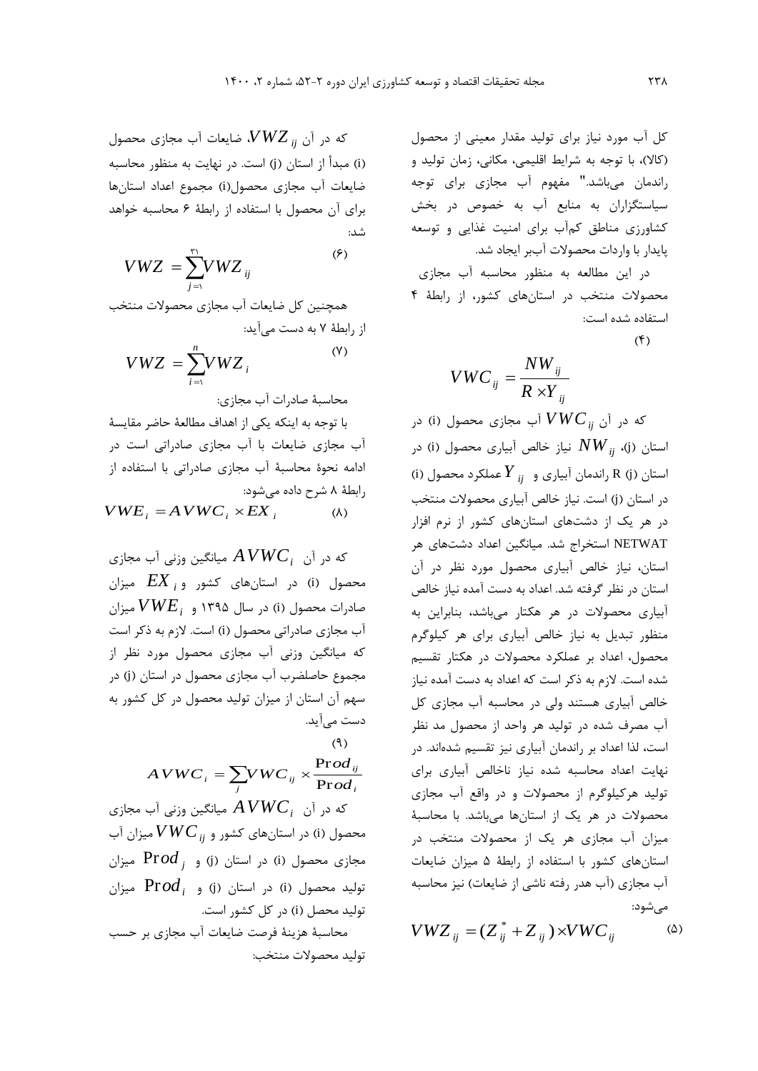کل آب مورد نیاز برای تولید مقدار معینی از محصول (کالا)، با توجه به شرایط اقلیمی، مکانی، زمان تولید و راندمان می‌باشد." مفهوم آب مجازی برای توجه سیاستگزاران به منابع آب به خصوص در بخش کشاورزی مناطق کم‌آب برای امنیت غذایی و توسعه پایدار با واردات محصولات آب‌بر ایجاد شد.

در این مطالعه به منظور محاسبه آب مجازی محصولات منتخب در استان‌های کشور، از رابطهٔ ۴ استفاده شده است:

$$VWC_{ij} = \frac{NW_{ij}}{R \times Y_{ij}} \qquad (۴)$$

که در آن $VWC_{ij}$ آب مجازی محصول (i) در استان (j)، $NW_{ij}$ نیاز خالص آبیاری محصول (i) در استان (j) R راندمان آبیاری و $Y_{ij}$ عملکرد محصول (i) در استان (j) است. نیاز خالص آبیاری محصولات منتخب در هر یک از دشت‌های استان‌های کشور از نرم افزار NETWAT استخراج شد. میانگین اعداد دشت‌های هر استان، نیاز خالص آبیاری محصول مورد نظر در آن استان در نظر گرفته شد. اعداد به دست آمده نیاز خالص آبیاری محصولات در هر هکتار می‌باشد، بنابراین به منظور تبدیل به نیاز خالص آبیاری برای هر کیلوگرم محصول، اعداد بر عملکرد محصولات در هکتار تقسیم شده است. لازم به ذکر است که اعداد به دست آمده نیاز خالص آبیاری هستند ولی در محاسبه آب مجازی کل آب مصرف شده در تولید هر واحد از محصول مد نظر است، لذا اعداد بر راندمان آبیاری نیز تقسیم شده‌اند. در نهایت اعداد محاسبه شده نیاز ناخالص آبیاری برای تولید هرکیلوگرم از محصولات و در واقع آب مجازی محصولات در هر یک از استان‌ها می‌باشد. با محاسبهٔ میزان آب مجازی هر یک از محصولات منتخب در استان‌های کشور با استفاده از رابطهٔ ۵ میزان ضایعات آب مجازی (آب هدر رفته ناشی از ضایعات) نیز محاسبه می‌شود:

$$VWZ_{ij} = (Z^{*}_{ij} + Z_{ij}) \times VWC_{ij} \qquad (۵)$$

که در آن $VWZ_{ij}$، ضایعات آب مجازی محصول (i) مبدأ از استان (j) است. در نهایت به منظور محاسبه ضایعات آب مجازی محصول(i) مجموع اعداد استان‌ها برای آن محصول با استفاده از رابطهٔ ۶ محاسبه خواهد شد:

$$VWZ = \sum_{j=1}^{31} VWZ_{ij} \qquad (۶)$$

همچنین کل ضایعات آب مجازی محصولات منتخب از رابطهٔ ۷ به دست می‌آید:

$$VWZ = \sum_{i=1}^{n} VWZ_{i} \qquad (۷)$$

محاسبهٔ صادرات آب مجازی:

با توجه به اینکه یکی از اهداف مطالعهٔ حاضر مقایسهٔ آب مجازی ضایعات با آب مجازی صادراتی است در ادامه نحوهٔ محاسبهٔ آب مجازی صادراتی با استفاده از رابطهٔ ۸ شرح داده می‌شود:

$$VWE_i = AVWC_i \times EX_i \qquad (۸)$$

که در آن $AVWC_i$ میانگین وزنی آب مجازی محصول (i) در استان‌های کشور و $EX_i$ میزان صادرات محصول (i) در سال ۱۳۹۵ و $VWE_i$ میزان آب مجازی صادراتی محصول (i) است. لازم به ذکر است که میانگین وزنی آب مجازی محصول مورد نظر از مجموع حاصلضرب آب مجازی محصول در استان (j) در سهم آن استان از میزان تولید محصول در کل کشور به دست می‌آید.

$$AVWC_i = \sum_{j} VWC_{ij} \times \frac{Prod_{ij}}{Prod_i} \qquad (۹)$$

که در آن $AVWC_i$ میانگین وزنی آب مجازی محصول (i) در استان‌های کشور و $VWC_{ij}$ میزان آب مجازی محصول (i) در استان (j) و $Prod_j$ میزان تولید محصول (i) در استان (j) و $Prod_i$ میزان تولید محصل (i) در کل کشور است.

محاسبهٔ هزینهٔ فرصت ضایعات آب مجازی بر حسب تولید محصولات منتخب: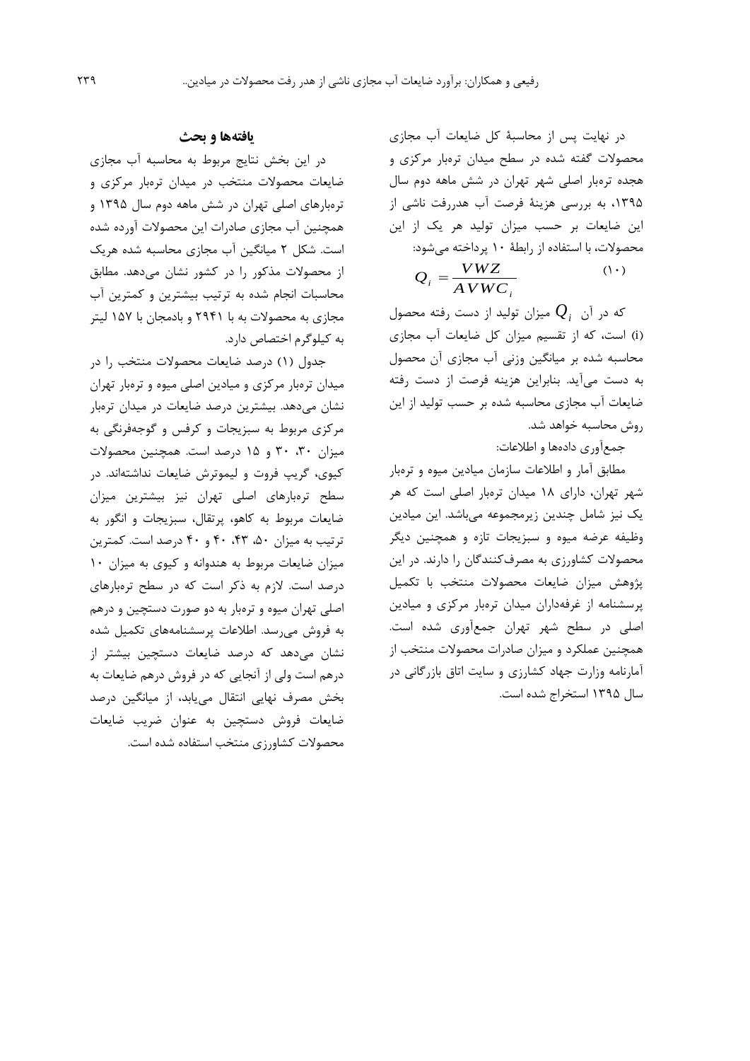در نهایت پس از محاسبهٔ کل ضایعات آب مجازی محصولات گفته شده در سطح میدان تره‌بار مرکزی و هجده تره‌بار اصلی شهر تهران در شش ماهه دوم سال ۱۳۹۵، به بررسی هزینهٔ فرصت آب هدررفت ناشی از این ضایعات بر حسب میزان تولید هر یک از این محصولات، با استفاده از رابطهٔ ۱۰ پرداخته می‌شود:

$$Q_i = \frac{VWZ}{AVWC_i} \qquad (۱۰)$$

که در آن $Q_i$ میزان تولید از دست رفته محصول (i) است، که از تقسیم میزان کل ضایعات آب مجازی محاسبه شده بر میانگین وزنی آب مجازی آن محصول به دست می‌آید. بنابراین هزینه فرصت از دست رفته ضایعات آب مجازی محاسبه شده بر حسب تولید از این روش محاسبه خواهد شد.

جمع‌آوری داده‌ها و اطلاعات:

مطابق آمار و اطلاعات سازمان میادین میوه و تره‌بار شهر تهران، دارای ۱۸ میدان تره‌بار اصلی است که هر یک نیز شامل چندین زیرمجموعه می‌باشد. این میادین وظیفه عرضه میوه و سبزیجات تازه و همچنین دیگر محصولات کشاورزی به مصرف‌کنندگان را دارند. در این پژوهش میزان ضایعات محصولات منتخب با تکمیل پرسشنامه از غرفه‌داران میدان تره‌بار مرکزی و میادین اصلی در سطح شهر تهران جمع‌آوری شده است. همچنین عملکرد و میزان صادرات محصولات منتخب از آمارنامه وزارت جهاد کشارزی و سایت اتاق بازرگانی در سال ۱۳۹۵ استخراج شده است.

## یافته‌ها و بحث

در این بخش نتایج مربوط به محاسبه آب مجازی ضایعات محصولات منتخب در میدان تره‌بار مرکزی و تره‌بارهای اصلی تهران در شش ماهه دوم سال ۱۳۹۵ و همچنین آب مجازی صادرات این محصولات آورده شده است. شکل ۲ میانگین آب مجازی محاسبه شده هریک از محصولات مذکور را در کشور نشان می‌دهد. مطابق محاسبات انجام شده به ترتیب بیشترین و کمترین آب مجازی به محصولات به با ۲۹۴۱ و بادمجان با ۱۵۷ لیتر به کیلوگرم اختصاص دارد.

جدول (۱) درصد ضایعات محصولات منتخب را در میدان تره‌بار مرکزی و میادین اصلی میوه و تره‌بار تهران نشان می‌دهد. بیشترین درصد ضایعات در میدان تره‌بار مرکزی مربوط به سبزیجات و کرفس و گوجه‌فرنگی به میزان ۳۰، ۳۰ و ۱۵ درصد است. همچنین محصولات کیوی، گریپ فروت و لیموترش ضایعات نداشته‌اند. در سطح تره‌بارهای اصلی تهران نیز بیشترین میزان ضایعات مربوط به کاهو، پرتقال، سبزیجات و انگور به ترتیب به میزان ۵۰، ۴۳، ۴۰ و ۴۰ درصد است. کمترین میزان ضایعات مربوط به هندوانه و کیوی به میزان ۱۰ درصد است. لازم به ذکر است که در سطح تره‌بارهای اصلی تهران میوه و تره‌بار به دو صورت دستچین و درهم به فروش می‌رسد. اطلاعات پرسشنامه‌های تکمیل شده نشان می‌دهد که درصد ضایعات دستچین بیشتر از درهم است ولی از آنجایی که در فروش درهم ضایعات به بخش مصرف نهایی انتقال می‌یابد، از میانگین درصد ضایعات فروش دستچین به عنوان ضریب ضایعات محصولات کشاورزی منتخب استفاده شده است.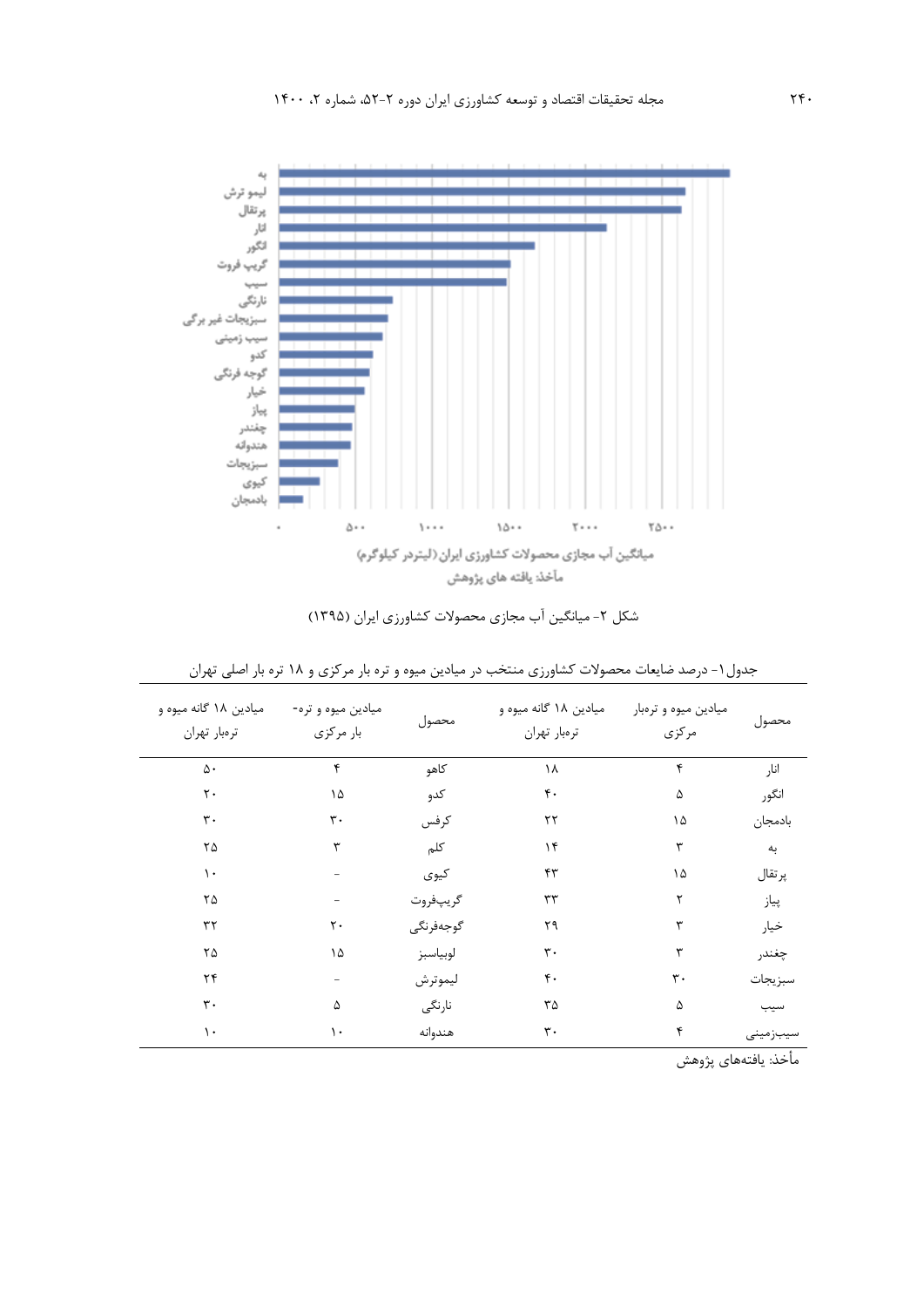شکل ۲- میانگین آب مجازی محصولات کشاورزی ایران (۱۳۹۵)

جدول۱- درصد ضایعات محصولات کشاورزی منتخب در میادین میوه و تره بار مرکزی و ۱۸ تره بار اصلی تهران

| محصول | میادین میوه و ترهبار مرکزی | میادین ۱۸ گانه میوه و ترهبار تهران | محصول | میادین میوه و تره-بار مرکزی | میادین ۱۸ گانه میوه و ترهبار تهران |
|---|---|---|---|---|---|
| انار | ۴ | ۱۸ | کاهو | ۴ | ۵۰ |
| انگور | ۵ | ۴۰ | کدو | ۱۵ | ۲۰ |
| بادمجان | ۱۵ | ۲۲ | کرفس | ۳۰ | ۳۰ |
| به | ۳ | ۱۴ | کلم | ۳ | ۲۵ |
| پرتقال | ۱۵ | ۴۳ | کیوی | - | ۱۰ |
| پیاز | ۲ | ۳۳ | گریپفروت | - | ۲۵ |
| خیار | ۳ | ۲۹ | گوجهفرنگی | ۲۰ | ۳۲ |
| چغندر | ۳ | ۳۰ | لوبیاسبز | ۱۵ | ۲۵ |
| سبزیجات | ۳۰ | ۴۰ | لیموترش | - | ۲۴ |
| سیب | ۵ | ۳۵ | نارنگی | ۵ | ۳۰ |
| سیبزمینی | ۴ | ۳۰ | هندوانه | ۱۰ | ۱۰ |

مأخذ: یافتههای پژوهش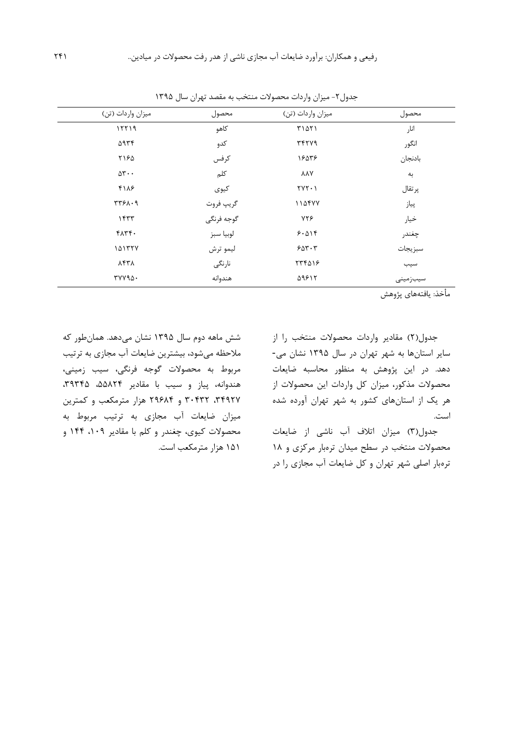جدول۲- میزان واردات محصولات منتخب به مقصد تهران سال ۱۳۹۵

| محصول | میزان واردات (تن) | محصول | میزان واردات (تن) |
| --- | --- | --- | --- |
| انار | ۳۱۵۲۱ | کاهو | ۱۲۲۱۹ |
| انگور | ۳۴۲۷۹ | کدو | ۵۹۳۴ |
| بادنجان | ۱۶۵۳۶ | کرفس | ۲۱۶۵ |
| به | ۸۸۷ | کلم | ۵۳۰۰ |
| پرتقال | ۲۷۲۰۱ | کیوی | ۴۱۸۶ |
| پیاز | ۱۱۵۴۷۷ | گریپ فروت | ۳۳۶۸۰۹ |
| خیار | ۷۲۶ | گوجه فرنگی | ۱۴۳۳ |
| چغندر | ۶۰۵۱۴ | لوبیا سبز | ۴۸۳۴۰ |
| سبزیجات | ۶۵۳۰۳ | لیمو ترش | ۱۵۱۳۲۷ |
| سیب | ۲۳۴۵۱۶ | نارنگی | ۸۴۳۸ |
| سیب‌زمینی | ۵۹۶۱۲ | هندوانه | ۳۷۷۹۵۰ |

مأخذ: یافته‌های پژوهش

جدول(۲) مقادیر واردات محصولات منتخب را از سایر استان‌ها به شهر تهران در سال ۱۳۹۵ نشان می‌دهد. در این پژوهش به منظور محاسبه ضایعات محصولات مذکور، میزان کل واردات این محصولات از هر یک از استان‌های کشور به شهر تهران آورده شده است.

جدول(۳) میزان اتلاف آب ناشی از ضایعات محصولات منتخب در سطح میدان تره‌بار مرکزی و ۱۸ تره‌بار اصلی شهر تهران و کل ضایعات آب مجازی را در شش ماهه دوم سال ۱۳۹۵ نشان می‌دهد. همان‌طور که ملاحظه می‌شود، بیشترین ضایعات آب مجازی به ترتیب مربوط به محصولات گوجه فرنگی، سیب زمینی، هندوانه، پیاز و سیب با مقادیر ۵۵۸۲۴، ۳۹۳۴۵، ۳۴۹۲۷، ۳۰۴۳۲ و ۲۹۶۸۴ هزار مترمکعب و کمترین میزان ضایعات آب مجازی به ترتیب مربوط به محصولات کیوی، چغندر و کلم با مقادیر ۱۰۹، ۱۴۴ و ۱۵۱ هزار مترمکعب است.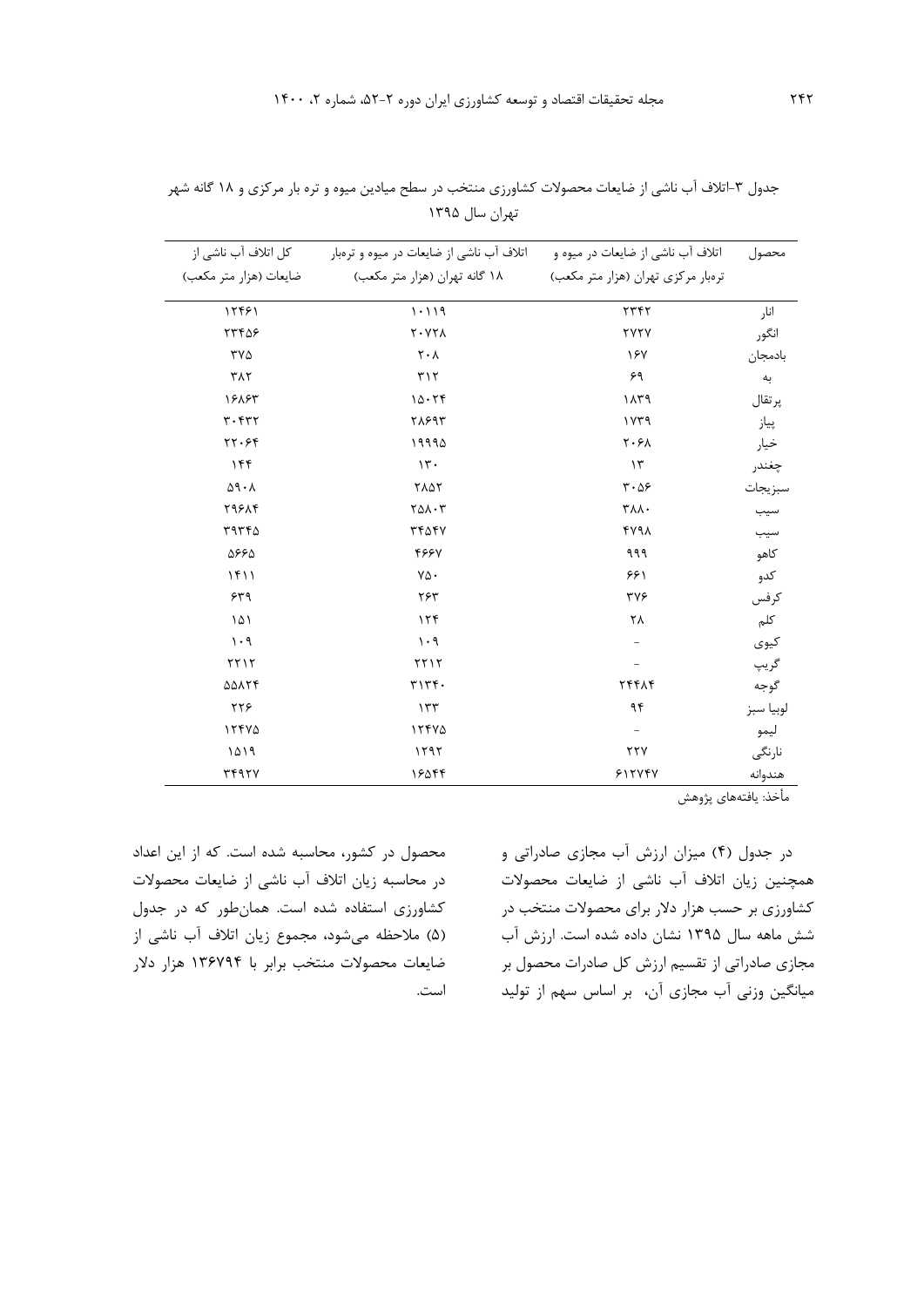جدول ۳-اتلاف آب ناشی از ضایعات محصولات کشاورزی منتخب در سطح میادین میوه و تره بار مرکزی و ۱۸ گانه شهر تهران سال ۱۳۹۵

| محصول | اتلاف آب ناشی از ضایعات در میوه و ترهبار مرکزی تهران (هزار متر مکعب) | اتلاف آب ناشی از ضایعات در میوه و ترهبار ۱۸ گانه تهران (هزار متر مکعب) | کل اتلاف آب ناشی از ضایعات (هزار متر مکعب) |
|---|---|---|---|
| انار | ۲۳۴۲ | ۱۰۱۱۹ | ۱۲۴۶۱ |
| انگور | ۲۷۲۷ | ۲۰۷۲۸ | ۲۳۴۵۶ |
| بادمجان | ۱۶۷ | ۲۰۸ | ۳۷۵ |
| به | ۶۹ | ۳۱۲ | ۳۸۲ |
| پرتقال | ۱۸۳۹ | ۱۵۰۲۴ | ۱۶۸۶۳ |
| پیاز | ۱۷۳۹ | ۲۸۶۹۳ | ۳۰۴۳۲ |
| خیار | ۲۰۶۸ | ۱۹۹۹۵ | ۲۲۰۶۴ |
| چغندر | ۱۳ | ۱۳۰ | ۱۴۴ |
| سبزیجات | ۳۰۵۶ | ۲۸۵۲ | ۵۹۰۸ |
| سیب | ۳۸۸۰ | ۲۵۸۰۳ | ۲۹۶۸۴ |
| سیب | ۴۷۹۸ | ۳۴۵۴۷ | ۳۹۳۴۵ |
| کاهو | ۹۹۹ | ۴۶۶۷ | ۵۶۶۵ |
| کدو | ۶۶۱ | ۷۵۰ | ۱۴۱۱ |
| کرفس | ۳۷۶ | ۲۶۳ | ۶۳۹ |
| کلم | ۲۸ | ۱۲۴ | ۱۵۱ |
| کیوی | - | ۱۰۹ | ۱۰۹ |
| گریپ | - | ۲۲۱۲ | ۲۲۱۲ |
| گوجه | ۲۴۴۸۴ | ۳۱۳۴۰ | ۵۵۸۲۴ |
| لوبیا سبز | ۹۴ | ۱۳۳ | ۲۲۶ |
| لیمو | - | ۱۲۴۷۵ | ۱۲۴۷۵ |
| نارنگی | ۲۲۷ | ۱۲۹۲ | ۱۵۱۹ |
| هندوانه | ۶۱۲۷۴۷ | ۱۶۵۴۴ | ۳۴۹۲۷ |

مأخذ: یافته‌های پژوهش

در جدول (۴) میزان ارزش آب مجازی صادراتی و همچنین زیان اتلاف آب ناشی از ضایعات محصولات کشاورزی بر حسب هزار دلار برای محصولات منتخب در شش ماهه سال ۱۳۹۵ نشان داده شده است. ارزش آب مجازی صادراتی از تقسیم ارزش کل صادرات محصول بر میانگین وزنی آب مجازی آن، بر اساس سهم از تولید محصول در کشور، محاسبه شده است. که از این اعداد در محاسبه زیان اتلاف آب ناشی از ضایعات محصولات کشاورزی استفاده شده است. همان‌طور که در جدول (۵) ملاحظه می‌شود، مجموع زیان اتلاف آب ناشی از ضایعات محصولات منتخب برابر با ۱۳۶۷۹۴ هزار دلار است.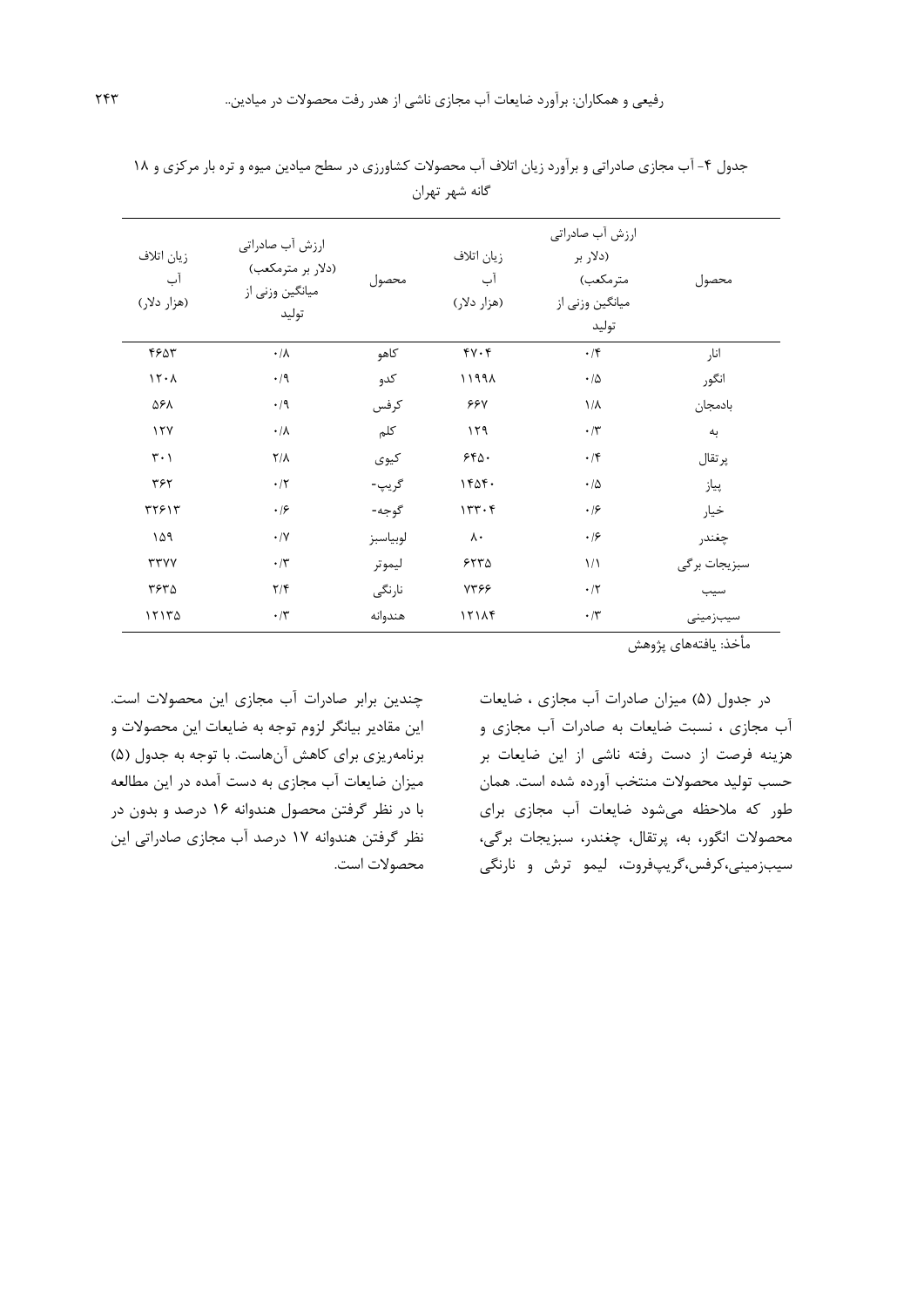جدول ۴- آب مجازی صادراتی و برآورد زیان اتلاف آب محصولات کشاورزی در سطح میادین میوه و تره بار مرکزی و ۱۸ گانه شهر تهران

| محصول | ارزش آب صادراتی (دلار بر مترمکعب) میانگین وزنی از تولید | زیان اتلاف آب (هزار دلار) | محصول | ارزش آب صادراتی (دلار بر مترمکعب) میانگین وزنی از تولید | زیان اتلاف آب (هزار دلار) |
|---|---|---|---|---|---|
| انار | ۰/۴ | ۴۷۰۴ | کاهو | ۰/۸ | ۴۶۵۳ |
| انگور | ۰/۵ | ۱۱۹۹۸ | کدو | ۰/۹ | ۱۲۰۸ |
| بادمجان | ۱/۸ | ۶۶۷ | کرفس | ۰/۹ | ۵۶۸ |
| به | ۰/۳ | ۱۲۹ | کلم | ۰/۸ | ۱۲۷ |
| پرتقال | ۰/۴ | ۶۴۵۰ | کیوی | ۲/۸ | ۳۰۱ |
| پیاز | ۰/۵ | ۱۴۵۴۰ | گریپ- | ۰/۲ | ۳۶۲ |
| خیار | ۰/۶ | ۱۳۳۰۴ | گوجه- | ۰/۶ | ۳۲۶۱۳ |
| چغندر | ۰/۶ | ۸۰ | لوبیاسبز | ۰/۷ | ۱۵۹ |
| سبزیجات برگی | ۱/۱ | ۶۲۳۵ | لیموتر | ۰/۳ | ۳۳۷۷ |
| سیب | ۰/۲ | ۷۳۶۶ | نارنگی | ۲/۴ | ۳۶۳۵ |
| سیب‌زمینی | ۰/۳ | ۱۲۱۸۴ | هندوانه | ۰/۳ | ۱۲۱۳۵ |

مأخذ: یافته‌های پژوهش

در جدول (۵) میزان صادرات آب مجازی ، ضایعات آب مجازی ، نسبت ضایعات به صادرات آب مجازی و هزینه فرصت از دست رفته ناشی از این ضایعات بر حسب تولید محصولات منتخب آورده شده است. همان طور که ملاحظه می‌شود ضایعات آب مجازی برای محصولات انگور، به، پرتقال، چغندر، سبزیجات برگی، سیب‌زمینی،کرفس،گریپ‌فروت، لیمو ترش و نارنگی چندین برابر صادرات آب مجازی این محصولات است. این مقادیر بیانگر لزوم توجه به ضایعات این محصولات و برنامه‌ریزی برای کاهش آن‌هاست. با توجه به جدول (۵) میزان ضایعات آب مجازی به دست آمده در این مطالعه با در نظر گرفتن محصول هندوانه ۱۶ درصد و بدون در نظر گرفتن هندوانه ۱۷ درصد آب مجازی صادراتی این محصولات است.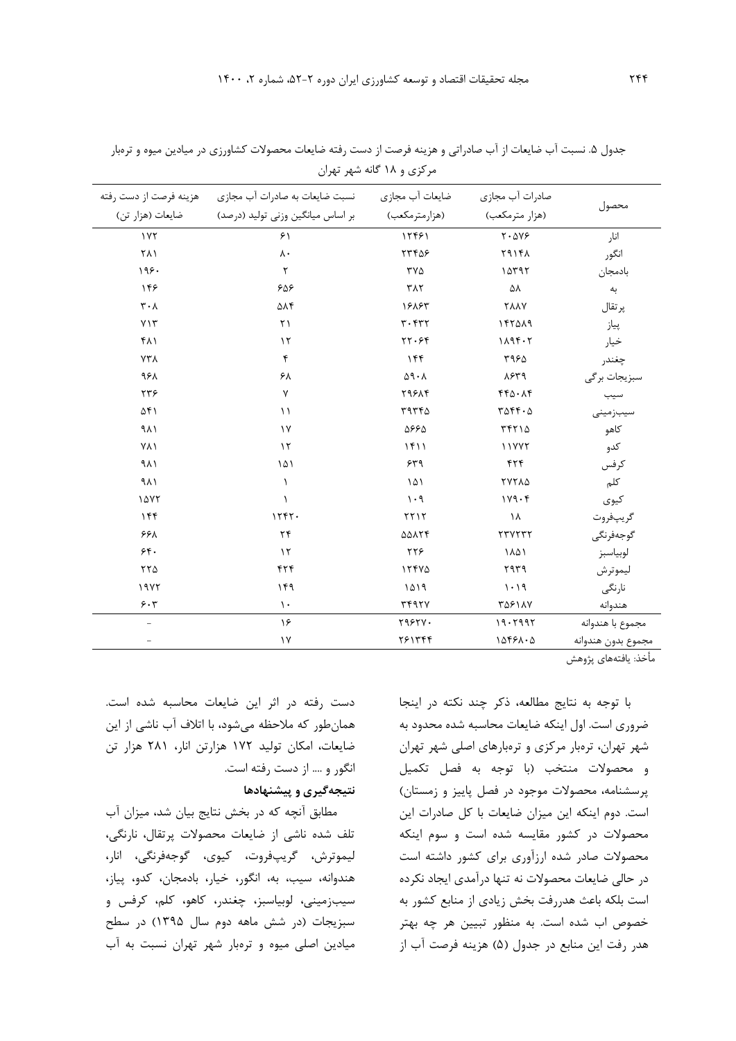جدول ۵. نسبت آب ضایعات از آب صادراتی و هزینه فرصت از دست رفته ضایعات محصولات کشاورزی در میادین میوه و تره‌بار مرکزی و ۱۸ گانه شهر تهران

| محصول | صادرات آب مجازی (هزار مترمکعب) | ضایعات آب مجازی (هزارمترمکعب) | نسبت ضایعات به صادرات آب مجازی بر اساس میانگین وزنی تولید (درصد) | هزینه فرصت از دست رفته ضایعات (هزار تن) |
|---|---|---|---|---|
| انار | ۲۰۵۷۶ | ۱۲۴۶۱ | ۶۱ | ۱۷۲ |
| انگور | ۲۹۱۴۸ | ۲۳۴۵۶ | ۸۰ | ۲۸۱ |
| بادمجان | ۱۵۳۹۲ | ۳۷۵ | ۲ | ۱۹۶۰ |
| به | ۵۸ | ۳۸۲ | ۶۵۶ | ۱۴۶ |
| پرتقال | ۲۸۸۷ | ۱۶۸۶۳ | ۵۸۴ | ۳۰۸ |
| پیاز | ۱۴۲۵۸۹ | ۳۰۴۳۲ | ۲۱ | ۷۱۳ |
| خیار | ۱۸۹۴۰۲ | ۲۲۰۶۴ | ۱۲ | ۴۸۱ |
| چغندر | ۳۹۶۵ | ۱۴۴ | ۴ | ۷۳۸ |
| سبزیجات برگی | ۸۶۳۹ | ۵۹۰۸ | ۶۸ | ۹۶۸ |
| سیب | ۴۴۵۰۸۴ | ۲۹۶۸۴ | ۷ | ۲۳۶ |
| سیب‌زمینی | ۳۵۴۴۰۵ | ۳۹۳۴۵ | ۱۱ | ۵۴۱ |
| کاهو | ۳۴۲۱۵ | ۵۶۶۵ | ۱۷ | ۹۸۱ |
| کدو | ۱۱۷۷۲ | ۱۴۱۱ | ۱۲ | ۷۸۱ |
| کرفس | ۴۲۴ | ۶۳۹ | ۱۵۱ | ۹۸۱ |
| کلم | ۲۷۲۸۵ | ۱۵۱ | ۱ | ۹۸۱ |
| کیوی | ۱۷۹۰۴ | ۱۰۹ | ۱ | ۱۵۷۲ |
| گریپ‌فروت | ۱۸ | ۲۲۱۲ | ۱۲۴۲۰ | ۱۴۴ |
| گوجه‌فرنگی | ۲۳۷۲۳۲ | ۵۵۸۲۴ | ۲۴ | ۶۶۸ |
| لوبیاسبز | ۱۸۵۱ | ۲۲۶ | ۱۲ | ۶۴۰ |
| لیموترش | ۲۹۳۹ | ۱۲۴۷۵ | ۴۲۴ | ۲۲۵ |
| نارنگی | ۱۰۱۹ | ۱۵۱۹ | ۱۴۹ | ۱۹۷۲ |
| هندوانه | ۳۵۶۱۸۷ | ۳۴۹۲۷ | ۱۰ | ۶۰۳ |
| مجموع با هندوانه | ۱۹۰۲۹۹۲ | ۲۹۶۲۷۰ | ۱۶ | - |
| مجموع بدون هندوانه | ۱۵۴۶۸۰۵ | ۲۶۱۳۴۴ | ۱۷ | - |

مأخذ: یافته‌های پژوهش

با توجه به نتایج مطالعه، ذکر چند نکته در اینجا ضروری است. اول اینکه ضایعات محاسبه شده محدود به شهر تهران، تره‌بار مرکزی و تره‌بارهای اصلی شهر تهران و محصولات منتخب (با توجه به فصل تکمیل پرسشنامه، محصولات موجود در فصل پاییز و زمستان) است. دوم اینکه این میزان ضایعات با کل صادرات این محصولات در کشور مقایسه شده است و سوم اینکه محصولات صادر شده ارزآوری برای کشور داشته است در حالی ضایعات محصولات نه تنها درآمدی ایجاد نکرده است بلکه باعث هدررفت بخش زیادی از منابع کشور به خصوص اب شده است. به منظور تبیین هر چه بهتر هدر رفت این منابع در جدول (۵) هزینه فرصت آب از دست رفته در اثر این ضایعات محاسبه شده است. همان‌طور که ملاحظه می‌شود، با اتلاف آب ناشی از این ضایعات، امکان تولید ۱۷۲ هزارتن انار، ۲۸۱ هزار تن انگور و .... از دست رفته است.

## نتیجه‌گیری و پیشنهادها

مطابق آنچه که در بخش نتایج بیان شد، میزان آب تلف شده ناشی از ضایعات محصولات پرتقال، نارنگی، لیموترش، گریپ‌فروت، کیوی، گوجه‌فرنگی، انار، هندوانه، سیب، به، انگور، خیار، بادمجان، کدو، پیاز، سیب‌زمینی، لوبیاسبز، چغندر، کاهو، کلم، کرفس و سبزیجات (در شش ماهه دوم سال ۱۳۹۵) در سطح میادین اصلی میوه و تره‌بار شهر تهران نسبت به آب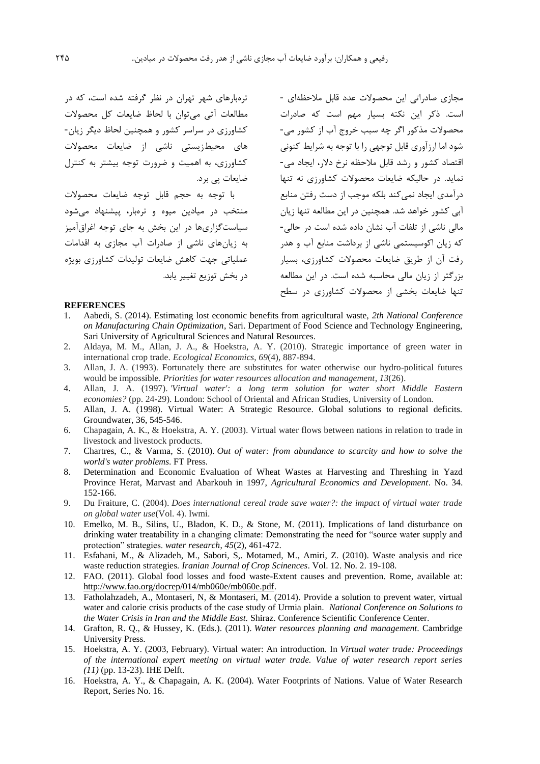مجازی صادراتی این محصولات عدد قابل ملاحظه‌ای است. ذکر این نکته بسیار مهم است که صادرات محصولات مذکور اگر چه سبب خروج آب از کشور می‌شود اما ارزآوری قابل توجهی را با توجه به شرایط کنونی اقتصاد کشور و رشد قابل ملاحظه نرخ دلار، ایجاد می‌نماید. در حالیکه ضایعات محصولات کشاورزی نه تنها درآمدی ایجاد نمی‌کند بلکه موجب از دست رفتن منابع آبی کشور خواهد شد. همچنین در این مطالعه تنها زیان مالی ناشی از تلفات آب نشان داده شده است در حالی‌که زیان اکوسیستمی ناشی از برداشت منابع آب و هدر رفت آن از طریق ضایعات محصولات کشاورزی، بسیار بزرگتر از زیان مالی محاسبه شده است. در این مطالعه تنها ضایعات بخشی از محصولات کشاورزی در سطح تره‌بارهای شهر تهران در نظر گرفته شده است، که در مطالعات آتی می‌توان با لحاظ ضایعات کل محصولات کشاورزی در سراسر کشور و همچنین لحاظ دیگر زیان‌های محیط‌زیستی ناشی از ضایعات محصولات کشاورزی، به اهمیت و ضرورت توجه بیشتر به کنترل ضایعات پی برد.

با توجه به حجم قابل توجه ضایعات محصولات منتخب در میادین میوه و تره‌بار، پیشنهاد می‌شود سیاست‌گزاری‌ها در این بخش به جای توجه اغراق‌آمیز به زیان‌های ناشی از صادرات آب مجازی به اقدامات عملیاتی جهت کاهش ضایعات تولیدات کشاورزی بویژه در بخش توزیع تغییر یابد.

## REFERENCES

1. Aabedi, S. (2014). Estimating lost economic benefits from agricultural waste, *2th National Conference on Manufacturing Chain Optimization*, Sari. Department of Food Science and Technology Engineering, Sari University of Agricultural Sciences and Natural Resources.
2. Aldaya, M. M., Allan, J. A., & Hoekstra, A. Y. (2010). Strategic importance of green water in international crop trade. *Ecological Economics*, *69*(4), 887-894.
3. Allan, J. A. (1993). Fortunately there are substitutes for water otherwise our hydro-political futures would be impossible. *Priorities for water resources allocation and management*, *13*(26).
4. Allan, J. A. (1997). *'Virtual water': a long term solution for water short Middle Eastern economies?* (pp. 24-29). London: School of Oriental and African Studies, University of London.
5. Allan, J. A. (1998). Virtual Water: A Strategic Resource. Global solutions to regional deficits. Groundwater, 36, 545-546.
6. Chapagain, A. K., & Hoekstra, A. Y. (2003). Virtual water flows between nations in relation to trade in livestock and livestock products.
7. Chartres, C., & Varma, S. (2010). *Out of water: from abundance to scarcity and how to solve the world's water problems*. FT Press.
8. Determination and Economic Evaluation of Wheat Wastes at Harvesting and Threshing in Yazd Province Herat, Marvast and Abarkouh in 1997, *Agricultural Economics and Development*. No. 34. 152-166.
9. Du Fraiture, C. (2004). *Does international cereal trade save water?: the impact of virtual water trade on global water use*(Vol. 4). Iwmi.
10. Emelko, M. B., Silins, U., Bladon, K. D., & Stone, M. (2011). Implications of land disturbance on drinking water treatability in a changing climate: Demonstrating the need for "source water supply and protection" strategies. *water research*, *45*(2), 461-472.
11. Esfahani, M., & Alizadeh, M., Sabori, S,. Motamed, M., Amiri, Z. (2010). Waste analysis and rice waste reduction strategies. *Iranian Journal of Crop Scinences*. Vol. 12. No. 2. 19-108.
12. FAO. (2011). Global food losses and food waste-Extent causes and prevention. Rome, available at: http://www.fao.org/docrep/014/mb060e/mb060e.pdf.
13. Fatholahzadeh, A., Montaseri, N, & Montaseri, M. (2014). Provide a solution to prevent water, virtual water and calorie crisis products of the case study of Urmia plain. *National Conference on Solutions to the Water Crisis in Iran and the Middle East.* Shiraz. Conference Scientific Conference Center.
14. Grafton, R. Q., & Hussey, K. (Eds.). (2011). *Water resources planning and management*. Cambridge University Press.
15. Hoekstra, A. Y. (2003, February). Virtual water: An introduction. In *Virtual water trade: Proceedings of the international expert meeting on virtual water trade. Value of water research report series (11)* (pp. 13-23). IHE Delft.
16. Hoekstra, A. Y., & Chapagain, A. K. (2004). Water Footprints of Nations. Value of Water Research Report, Series No. 16.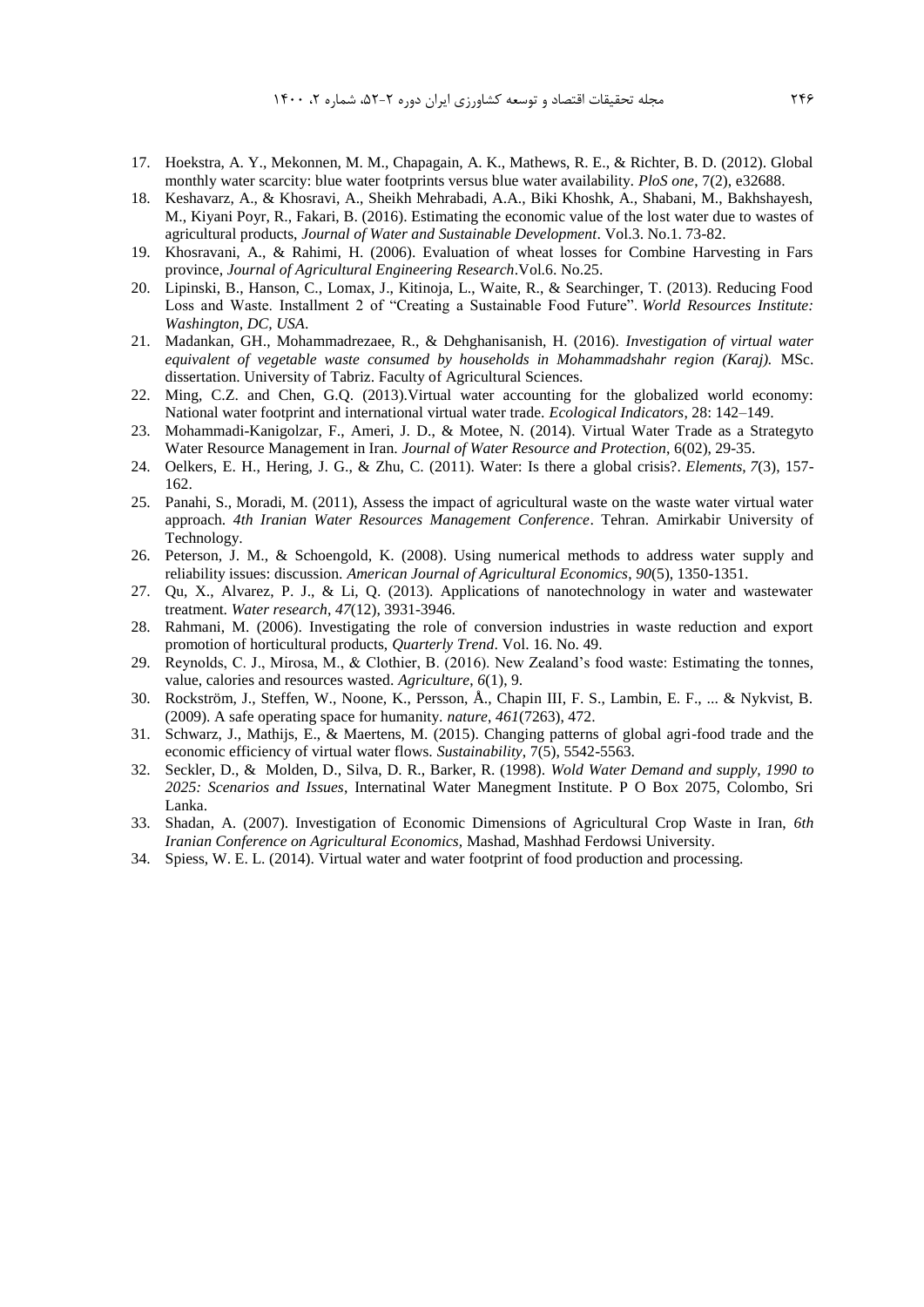17. Hoekstra, A. Y., Mekonnen, M. M., Chapagain, A. K., Mathews, R. E., & Richter, B. D. (2012). Global monthly water scarcity: blue water footprints versus blue water availability. *PloS one*, 7(2), e32688.
18. Keshavarz, A., & Khosravi, A., Sheikh Mehrabadi, A.A., Biki Khoshk, A., Shabani, M., Bakhshayesh, M., Kiyani Poyr, R., Fakari, B. (2016). Estimating the economic value of the lost water due to wastes of agricultural products, *Journal of Water and Sustainable Development*. Vol.3. No.1. 73-82.
19. Khosravani, A., & Rahimi, H. (2006). Evaluation of wheat losses for Combine Harvesting in Fars province, *Journal of Agricultural Engineering Research*.Vol.6. No.25.
20. Lipinski, B., Hanson, C., Lomax, J., Kitinoja, L., Waite, R., & Searchinger, T. (2013). Reducing Food Loss and Waste. Installment 2 of "Creating a Sustainable Food Future". *World Resources Institute: Washington, DC, USA*.
21. Madankan, GH., Mohammadrezaee, R., & Dehghanisanish, H. (2016). *Investigation of virtual water equivalent of vegetable waste consumed by households in Mohammadshahr region (Karaj).* MSc. dissertation. University of Tabriz. Faculty of Agricultural Sciences.
22. Ming, C.Z. and Chen, G.Q. (2013).Virtual water accounting for the globalized world economy: National water footprint and international virtual water trade. *Ecological Indicators*, 28: 142–149.
23. Mohammadi-Kanigolzar, F., Ameri, J. D., & Motee, N. (2014). Virtual Water Trade as a Strategyto Water Resource Management in Iran. *Journal of Water Resource and Protection*, 6(02), 29-35.
24. Oelkers, E. H., Hering, J. G., & Zhu, C. (2011). Water: Is there a global crisis?. *Elements*, *7*(3), 157-162.
25. Panahi, S., Moradi, M. (2011), Assess the impact of agricultural waste on the waste water virtual water approach. *4th Iranian Water Resources Management Conference*. Tehran. Amirkabir University of Technology.
26. Peterson, J. M., & Schoengold, K. (2008). Using numerical methods to address water supply and reliability issues: discussion. *American Journal of Agricultural Economics*, *90*(5), 1350-1351.
27. Qu, X., Alvarez, P. J., & Li, Q. (2013). Applications of nanotechnology in water and wastewater treatment. *Water research*, *47*(12), 3931-3946.
28. Rahmani, M. (2006). Investigating the role of conversion industries in waste reduction and export promotion of horticultural products, *Quarterly Trend*. Vol. 16. No. 49.
29. Reynolds, C. J., Mirosa, M., & Clothier, B. (2016). New Zealand's food waste: Estimating the tonnes, value, calories and resources wasted. *Agriculture*, *6*(1), 9.
30. Rockström, J., Steffen, W., Noone, K., Persson, Å., Chapin III, F. S., Lambin, E. F., ... & Nykvist, B. (2009). A safe operating space for humanity. *nature*, *461*(7263), 472.
31. Schwarz, J., Mathijs, E., & Maertens, M. (2015). Changing patterns of global agri-food trade and the economic efficiency of virtual water flows. *Sustainability*, 7(5), 5542-5563.
32. Seckler, D., & Molden, D., Silva, D. R., Barker, R. (1998). *Wold Water Demand and supply, 1990 to 2025: Scenarios and Issues*, Internatinal Water Manegment Institute. P O Box 2075, Colombo, Sri Lanka.
33. Shadan, A. (2007). Investigation of Economic Dimensions of Agricultural Crop Waste in Iran, *6th Iranian Conference on Agricultural Economics*, Mashad, Mashhad Ferdowsi University.
34. Spiess, W. E. L. (2014). Virtual water and water footprint of food production and processing.